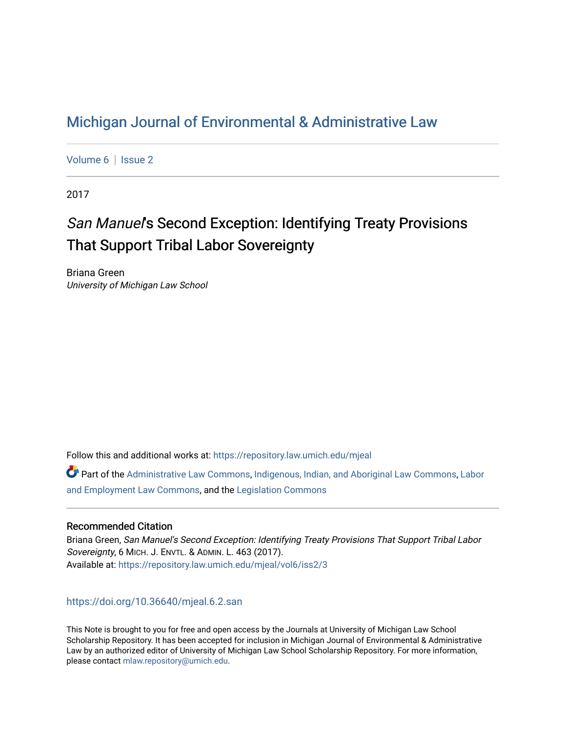# Michigan Journal of Environmental & Administrative Law

Volume 6 | Issue 2

2017

## *San Manuel*'s Second Exception: Identifying Treaty Provisions That Support Tribal Labor Sovereignty

Briana Green
*University of Michigan Law School*

Follow this and additional works at: https://repository.law.umich.edu/mjeal

Part of the Administrative Law Commons, Indigenous, Indian, and Aboriginal Law Commons, Labor and Employment Law Commons, and the Legislation Commons

### Recommended Citation

Briana Green, *San Manuel's Second Exception: Identifying Treaty Provisions That Support Tribal Labor Sovereignty*, 6 MICH. J. ENVTL. & ADMIN. L. 463 (2017).
Available at: https://repository.law.umich.edu/mjeal/vol6/iss2/3

https://doi.org/10.36640/mjeal.6.2.san

This Note is brought to you for free and open access by the Journals at University of Michigan Law School Scholarship Repository. It has been accepted for inclusion in Michigan Journal of Environmental & Administrative Law by an authorized editor of University of Michigan Law School Scholarship Repository. For more information, please contact mlaw.repository@umich.edu.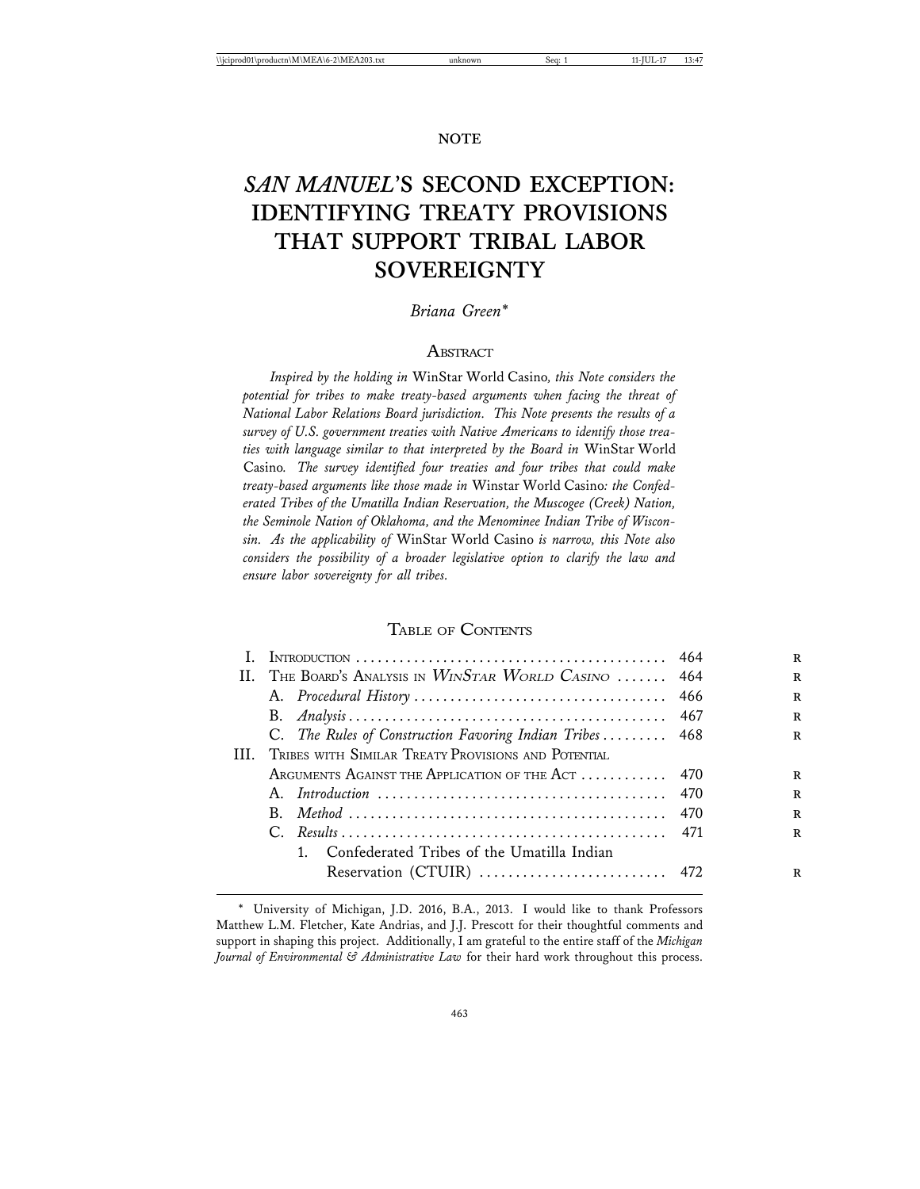NOTE

# *SAN MANUEL*'S SECOND EXCEPTION: IDENTIFYING TREATY PROVISIONS THAT SUPPORT TRIBAL LABOR SOVEREIGNTY

*Briana Green**

## ABSTRACT

*Inspired by the holding in* WinStar World Casino*, this Note considers the potential for tribes to make treaty-based arguments when facing the threat of National Labor Relations Board jurisdiction. This Note presents the results of a survey of U.S. government treaties with Native Americans to identify those treaties with language similar to that interpreted by the Board in* WinStar World Casino*. The survey identified four treaties and four tribes that could make treaty-based arguments like those made in* Winstar World Casino*: the Confederated Tribes of the Umatilla Indian Reservation, the Muscogee (Creek) Nation, the Seminole Nation of Oklahoma, and the Menominee Indian Tribe of Wisconsin. As the applicability of* WinStar World Casino *is narrow, this Note also considers the possibility of a broader legislative option to clarify the law and ensure labor sovereignty for all tribes.*

## TABLE OF CONTENTS

| | | |
|---|---|---|
| I. | INTRODUCTION | 464 |
| II. | THE BOARD'S ANALYSIS IN *WINSTAR WORLD CASINO* | 464 |
| | A. *Procedural History* | 466 |
| | B. *Analysis* | 467 |
| | C. *The Rules of Construction Favoring Indian Tribes* | 468 |
| III. | TRIBES WITH SIMILAR TREATY PROVISIONS AND POTENTIAL ARGUMENTS AGAINST THE APPLICATION OF THE ACT | 470 |
| | A. *Introduction* | 470 |
| | B. *Method* | 470 |
| | C. *Results* | 471 |
| | 1. Confederated Tribes of the Umatilla Indian Reservation (CTUIR) | 472 |

\* University of Michigan, J.D. 2016, B.A., 2013. I would like to thank Professors Matthew L.M. Fletcher, Kate Andrias, and J.J. Prescott for their thoughtful comments and support in shaping this project. Additionally, I am grateful to the entire staff of the *Michigan Journal of Environmental & Administrative Law* for their hard work throughout this process.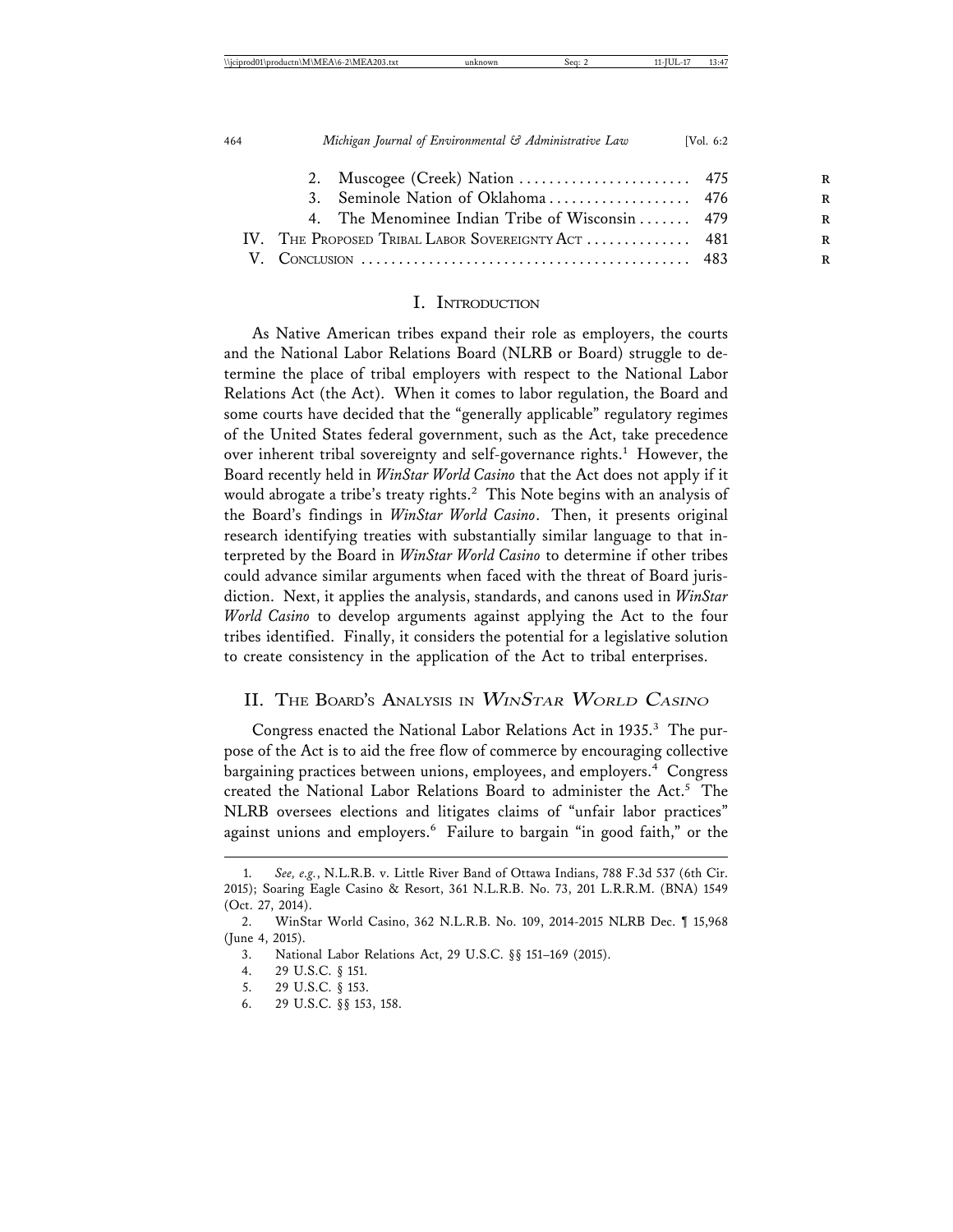2. Muscogee (Creek) Nation . . . . . . . . . . . . . . . . . . . . . . . 475
3. Seminole Nation of Oklahoma . . . . . . . . . . . . . . . . . . 476
4. The Menominee Indian Tribe of Wisconsin . . . . . . . 479

IV. The Proposed Tribal Labor Sovereignty Act . . . . . . . . . . . . . . 481

V. Conclusion . . . . . . . . . . . . . . . . . . . . . . . . . . . . . . . . . . . . . . . . . . . 483

## I. Introduction

As Native American tribes expand their role as employers, the courts and the National Labor Relations Board (NLRB or Board) struggle to determine the place of tribal employers with respect to the National Labor Relations Act (the Act). When it comes to labor regulation, the Board and some courts have decided that the "generally applicable" regulatory regimes of the United States federal government, such as the Act, take precedence over inherent tribal sovereignty and self-governance rights.[1] However, the Board recently held in *WinStar World Casino* that the Act does not apply if it would abrogate a tribe's treaty rights.[2] This Note begins with an analysis of the Board's findings in *WinStar World Casino*. Then, it presents original research identifying treaties with substantially similar language to that interpreted by the Board in *WinStar World Casino* to determine if other tribes could advance similar arguments when faced with the threat of Board jurisdiction. Next, it applies the analysis, standards, and canons used in *WinStar World Casino* to develop arguments against applying the Act to the four tribes identified. Finally, it considers the potential for a legislative solution to create consistency in the application of the Act to tribal enterprises.

## II. The Board's Analysis in *WinStar World Casino*

Congress enacted the National Labor Relations Act in 1935.[3] The purpose of the Act is to aid the free flow of commerce by encouraging collective bargaining practices between unions, employees, and employers.[4] Congress created the National Labor Relations Board to administer the Act.[5] The NLRB oversees elections and litigates claims of "unfair labor practices" against unions and employers.[6] Failure to bargain "in good faith," or the

---

1. *See, e.g.*, N.L.R.B. v. Little River Band of Ottawa Indians, 788 F.3d 537 (6th Cir. 2015); Soaring Eagle Casino & Resort, 361 N.L.R.B. No. 73, 201 L.R.R.M. (BNA) 1549 (Oct. 27, 2014).

2. WinStar World Casino, 362 N.L.R.B. No. 109, 2014-2015 NLRB Dec. ¶ 15,968 (June 4, 2015).

3. National Labor Relations Act, 29 U.S.C. §§ 151–169 (2015).

4. 29 U.S.C. § 151.

5. 29 U.S.C. § 153.

6. 29 U.S.C. §§ 153, 158.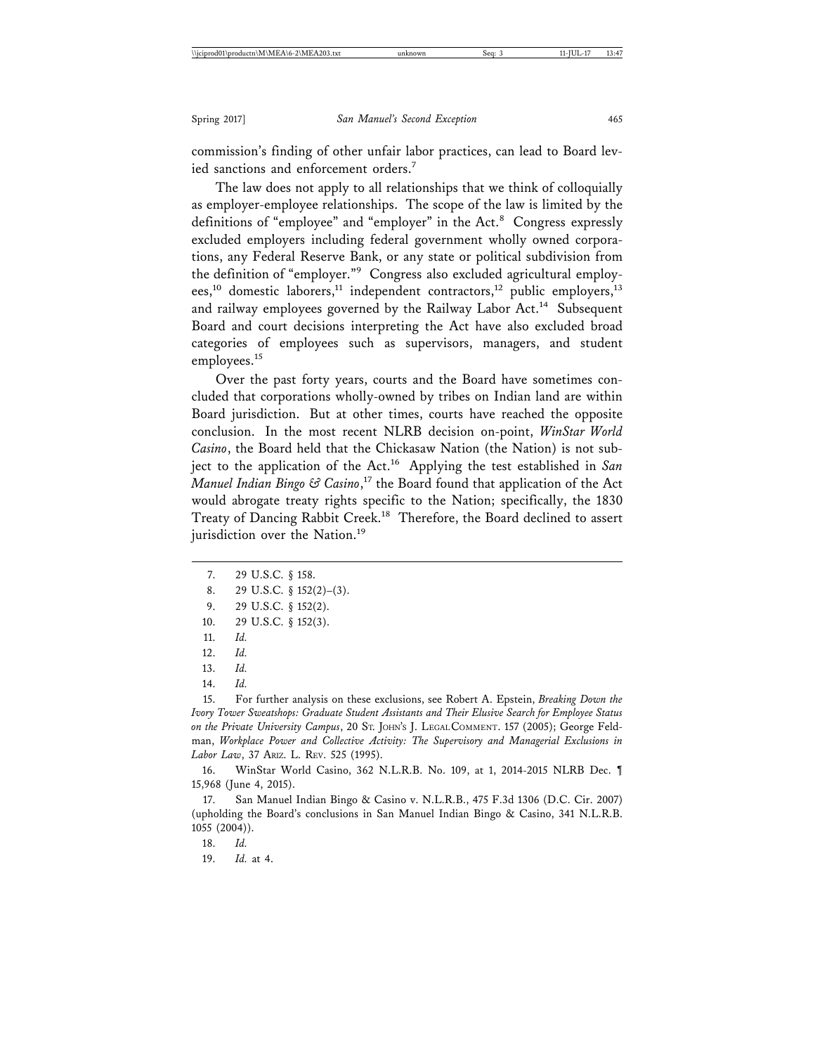commission's finding of other unfair labor practices, can lead to Board levied sanctions and enforcement orders.[7]

The law does not apply to all relationships that we think of colloquially as employer-employee relationships. The scope of the law is limited by the definitions of "employee" and "employer" in the Act.[8] Congress expressly excluded employers including federal government wholly owned corporations, any Federal Reserve Bank, or any state or political subdivision from the definition of "employer."[9] Congress also excluded agricultural employees,[10] domestic laborers,[11] independent contractors,[12] public employers,[13] and railway employees governed by the Railway Labor Act.[14] Subsequent Board and court decisions interpreting the Act have also excluded broad categories of employees such as supervisors, managers, and student employees.[15]

Over the past forty years, courts and the Board have sometimes concluded that corporations wholly-owned by tribes on Indian land are within Board jurisdiction. But at other times, courts have reached the opposite conclusion. In the most recent NLRB decision on-point, *WinStar World Casino*, the Board held that the Chickasaw Nation (the Nation) is not subject to the application of the Act.[16] Applying the test established in *San Manuel Indian Bingo & Casino*,[17] the Board found that application of the Act would abrogate treaty rights specific to the Nation; specifically, the 1830 Treaty of Dancing Rabbit Creek.[18] Therefore, the Board declined to assert jurisdiction over the Nation.[19]

---

7. 29 U.S.C. § 158.

8. 29 U.S.C. § 152(2)–(3).

9. 29 U.S.C. § 152(2).

10. 29 U.S.C. § 152(3).

11. *Id.*

12. *Id.*

13. *Id.*

14. *Id.*

15. For further analysis on these exclusions, see Robert A. Epstein, *Breaking Down the Ivory Tower Sweatshops: Graduate Student Assistants and Their Elusive Search for Employee Status on the Private University Campus*, 20 ST. JOHN'S J. LEGAL COMMENT. 157 (2005); George Feldman, *Workplace Power and Collective Activity: The Supervisory and Managerial Exclusions in Labor Law*, 37 ARIZ. L. REV. 525 (1995).

16. WinStar World Casino, 362 N.L.R.B. No. 109, at 1, 2014-2015 NLRB Dec. ¶ 15,968 (June 4, 2015).

17. San Manuel Indian Bingo & Casino v. N.L.R.B., 475 F.3d 1306 (D.C. Cir. 2007) (upholding the Board's conclusions in San Manuel Indian Bingo & Casino, 341 N.L.R.B. 1055 (2004)).

18. *Id.*

19. *Id.* at 4.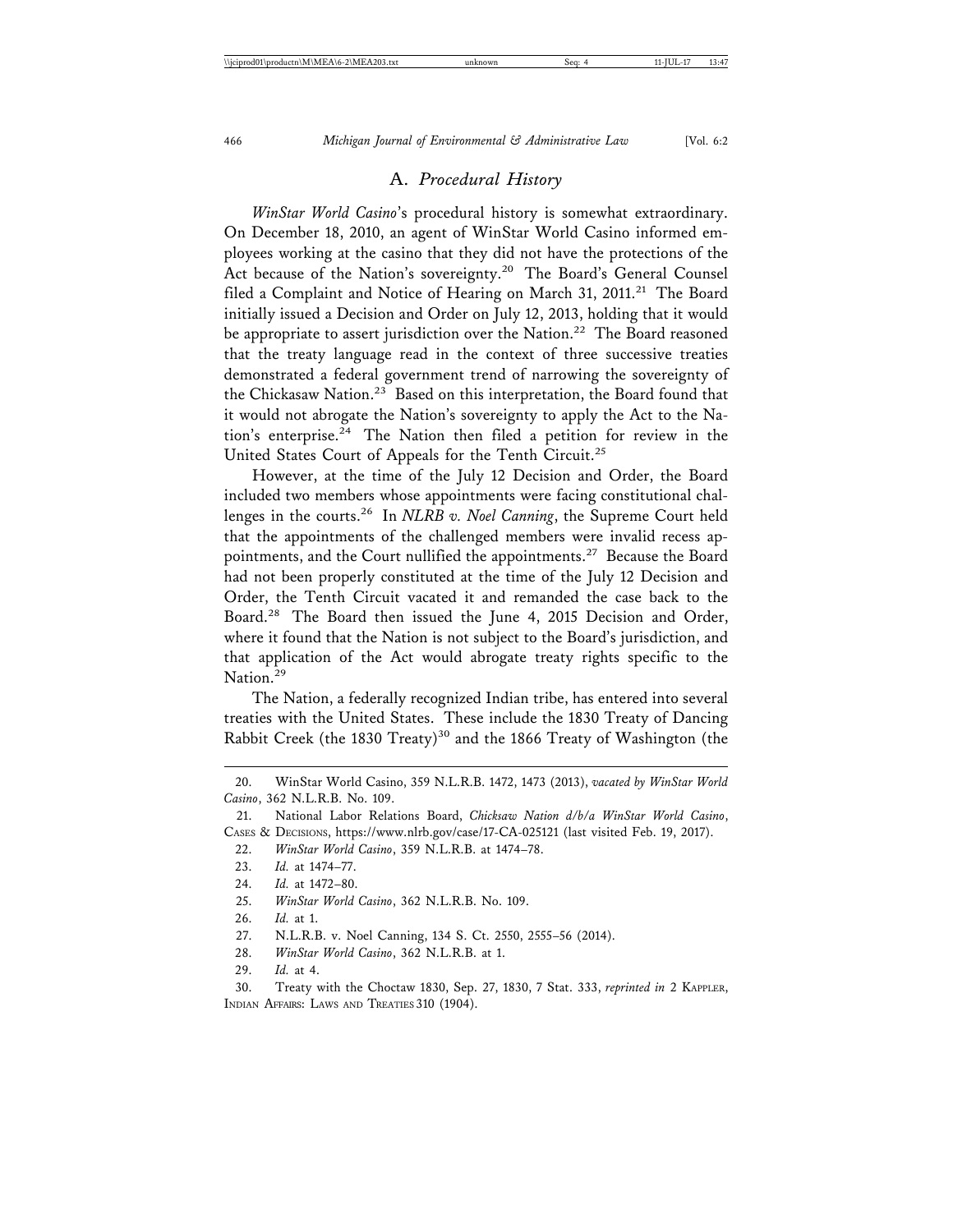### A. *Procedural History*

*WinStar World Casino*'s procedural history is somewhat extraordinary. On December 18, 2010, an agent of WinStar World Casino informed employees working at the casino that they did not have the protections of the Act because of the Nation's sovereignty.[20] The Board's General Counsel filed a Complaint and Notice of Hearing on March 31, 2011.[21] The Board initially issued a Decision and Order on July 12, 2013, holding that it would be appropriate to assert jurisdiction over the Nation.[22] The Board reasoned that the treaty language read in the context of three successive treaties demonstrated a federal government trend of narrowing the sovereignty of the Chickasaw Nation.[23] Based on this interpretation, the Board found that it would not abrogate the Nation's sovereignty to apply the Act to the Nation's enterprise.[24] The Nation then filed a petition for review in the United States Court of Appeals for the Tenth Circuit.[25]

However, at the time of the July 12 Decision and Order, the Board included two members whose appointments were facing constitutional challenges in the courts.[26] In *NLRB v. Noel Canning*, the Supreme Court held that the appointments of the challenged members were invalid recess appointments, and the Court nullified the appointments.[27] Because the Board had not been properly constituted at the time of the July 12 Decision and Order, the Tenth Circuit vacated it and remanded the case back to the Board.[28] The Board then issued the June 4, 2015 Decision and Order, where it found that the Nation is not subject to the Board's jurisdiction, and that application of the Act would abrogate treaty rights specific to the Nation.[29]

The Nation, a federally recognized Indian tribe, has entered into several treaties with the United States. These include the 1830 Treaty of Dancing Rabbit Creek (the 1830 Treaty)[30] and the 1866 Treaty of Washington (the

---

20. WinStar World Casino, 359 N.L.R.B. 1472, 1473 (2013), *vacated by WinStar World Casino*, 362 N.L.R.B. No. 109.

21. National Labor Relations Board, *Chicksaw Nation d/b/a WinStar World Casino*, Cases & Decisions, https://www.nlrb.gov/case/17-CA-025121 (last visited Feb. 19, 2017).

22. *WinStar World Casino*, 359 N.L.R.B. at 1474–78.

23. *Id.* at 1474–77.

24. *Id.* at 1472–80.

25. *WinStar World Casino*, 362 N.L.R.B. No. 109.

26. *Id.* at 1.

27. N.L.R.B. v. Noel Canning, 134 S. Ct. 2550, 2555–56 (2014).

28. *WinStar World Casino*, 362 N.L.R.B. at 1.

29. *Id.* at 4.

30. Treaty with the Choctaw 1830, Sep. 27, 1830, 7 Stat. 333, *reprinted in* 2 Kappler, Indian Affairs: Laws and Treaties 310 (1904).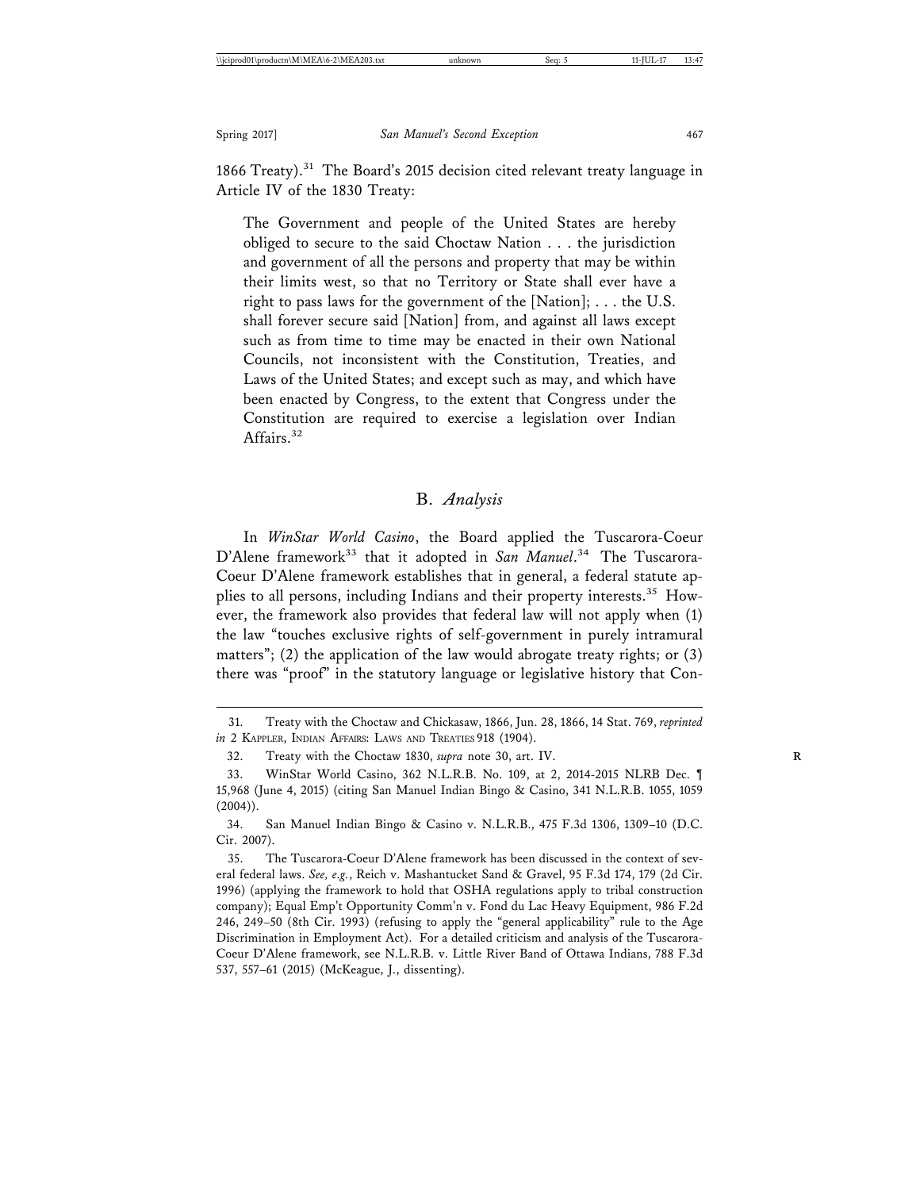1866 Treaty).[31] The Board's 2015 decision cited relevant treaty language in Article IV of the 1830 Treaty:

> The Government and people of the United States are hereby obliged to secure to the said Choctaw Nation . . . the jurisdiction and government of all the persons and property that may be within their limits west, so that no Territory or State shall ever have a right to pass laws for the government of the [Nation]; . . . the U.S. shall forever secure said [Nation] from, and against all laws except such as from time to time may be enacted in their own National Councils, not inconsistent with the Constitution, Treaties, and Laws of the United States; and except such as may, and which have been enacted by Congress, to the extent that Congress under the Constitution are required to exercise a legislation over Indian Affairs.[32]

## B. *Analysis*

In *WinStar World Casino*, the Board applied the Tuscarora-Coeur D'Alene framework[33] that it adopted in *San Manuel*.[34] The Tuscarora-Coeur D'Alene framework establishes that in general, a federal statute applies to all persons, including Indians and their property interests.[35] However, the framework also provides that federal law will not apply when (1) the law "touches exclusive rights of self-government in purely intramural matters"; (2) the application of the law would abrogate treaty rights; or (3) there was "proof" in the statutory language or legislative history that Con-

---

31. Treaty with the Choctaw and Chickasaw, 1866, Jun. 28, 1866, 14 Stat. 769, *reprinted in* 2 Kappler, Indian Affairs: Laws and Treaties 918 (1904).

32. Treaty with the Choctaw 1830, *supra* note 30, art. IV.

33. WinStar World Casino, 362 N.L.R.B. No. 109, at 2, 2014-2015 NLRB Dec. ¶ 15,968 (June 4, 2015) (citing San Manuel Indian Bingo & Casino, 341 N.L.R.B. 1055, 1059 (2004)).

34. San Manuel Indian Bingo & Casino v. N.L.R.B., 475 F.3d 1306, 1309–10 (D.C. Cir. 2007).

35. The Tuscarora-Coeur D'Alene framework has been discussed in the context of several federal laws. *See, e.g.*, Reich v. Mashantucket Sand & Gravel, 95 F.3d 174, 179 (2d Cir. 1996) (applying the framework to hold that OSHA regulations apply to tribal construction company); Equal Emp't Opportunity Comm'n v. Fond du Lac Heavy Equipment, 986 F.2d 246, 249–50 (8th Cir. 1993) (refusing to apply the "general applicability" rule to the Age Discrimination in Employment Act). For a detailed criticism and analysis of the Tuscarora-Coeur D'Alene framework, see N.L.R.B. v. Little River Band of Ottawa Indians, 788 F.3d 537, 557–61 (2015) (McKeague, J., dissenting).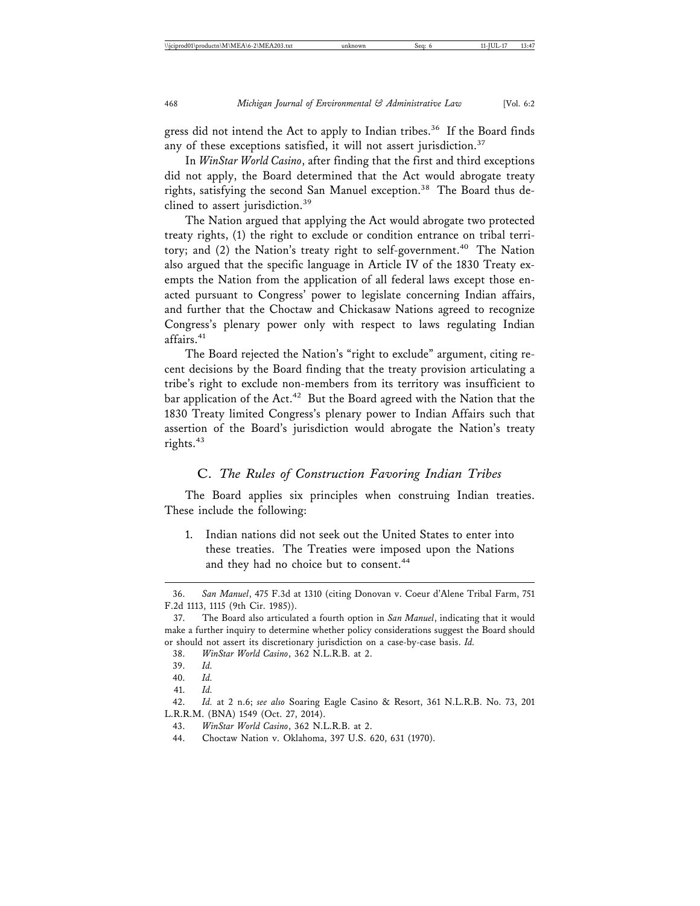gress did not intend the Act to apply to Indian tribes.[36] If the Board finds any of these exceptions satisfied, it will not assert jurisdiction.[37]

In *WinStar World Casino*, after finding that the first and third exceptions did not apply, the Board determined that the Act would abrogate treaty rights, satisfying the second San Manuel exception.[38] The Board thus declined to assert jurisdiction.[39]

The Nation argued that applying the Act would abrogate two protected treaty rights, (1) the right to exclude or condition entrance on tribal territory; and (2) the Nation's treaty right to self-government.[40] The Nation also argued that the specific language in Article IV of the 1830 Treaty exempts the Nation from the application of all federal laws except those enacted pursuant to Congress' power to legislate concerning Indian affairs, and further that the Choctaw and Chickasaw Nations agreed to recognize Congress's plenary power only with respect to laws regulating Indian affairs.[41]

The Board rejected the Nation's "right to exclude" argument, citing recent decisions by the Board finding that the treaty provision articulating a tribe's right to exclude non-members from its territory was insufficient to bar application of the Act.[42] But the Board agreed with the Nation that the 1830 Treaty limited Congress's plenary power to Indian Affairs such that assertion of the Board's jurisdiction would abrogate the Nation's treaty rights.[43]

### C. *The Rules of Construction Favoring Indian Tribes*

The Board applies six principles when construing Indian treaties. These include the following:

1. Indian nations did not seek out the United States to enter into these treaties. The Treaties were imposed upon the Nations and they had no choice but to consent.[44]

---

36. *San Manuel*, 475 F.3d at 1310 (citing Donovan v. Coeur d'Alene Tribal Farm, 751 F.2d 1113, 1115 (9th Cir. 1985)).

37. The Board also articulated a fourth option in *San Manuel*, indicating that it would make a further inquiry to determine whether policy considerations suggest the Board should or should not assert its discretionary jurisdiction on a case-by-case basis. *Id.*

38. *WinStar World Casino*, 362 N.L.R.B. at 2.

39. *Id.*

40. *Id.*

41. *Id.*

42. *Id.* at 2 n.6; *see also* Soaring Eagle Casino & Resort, 361 N.L.R.B. No. 73, 201 L.R.R.M. (BNA) 1549 (Oct. 27, 2014).

43. *WinStar World Casino*, 362 N.L.R.B. at 2.

44. Choctaw Nation v. Oklahoma, 397 U.S. 620, 631 (1970).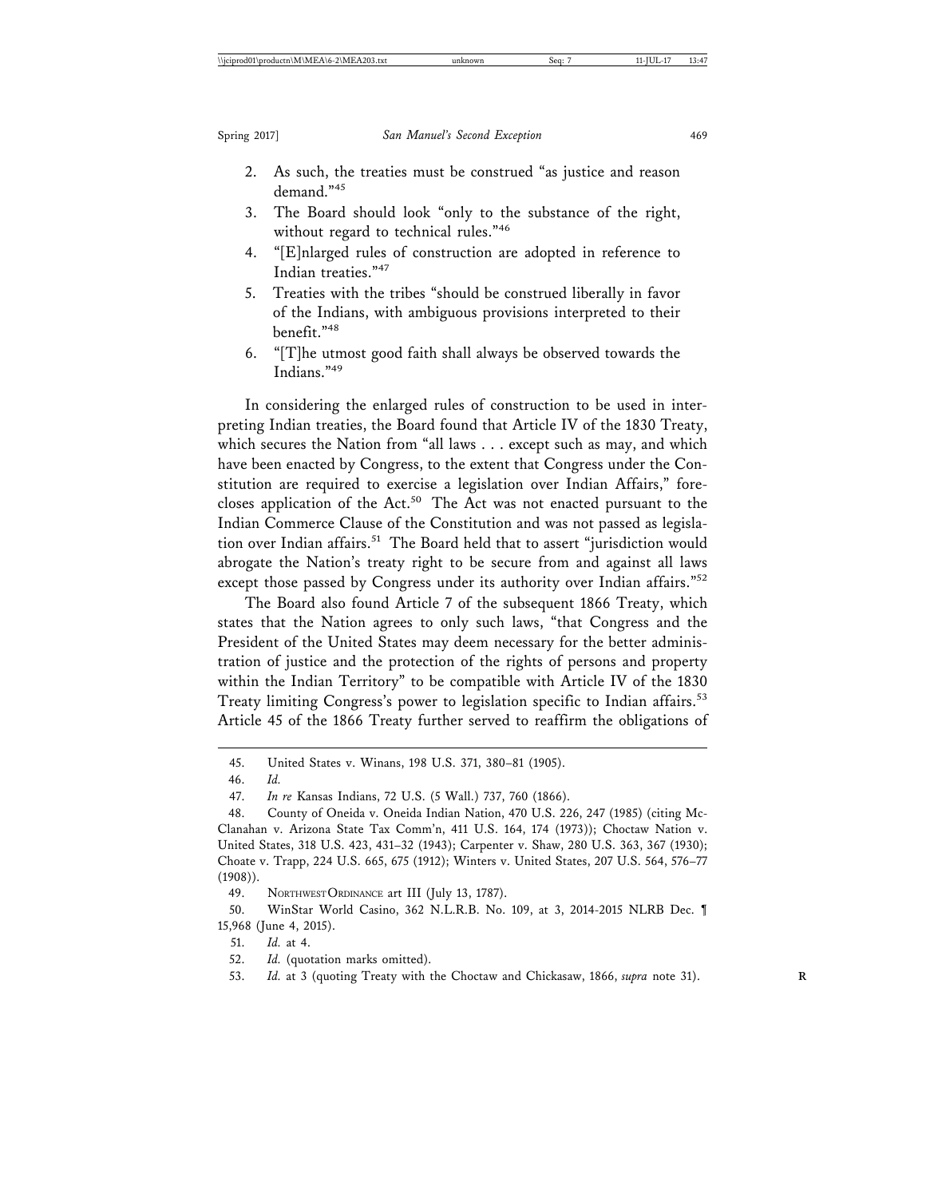2. As such, the treaties must be construed "as justice and reason demand."[45]
3. The Board should look "only to the substance of the right, without regard to technical rules."[46]
4. "[E]nlarged rules of construction are adopted in reference to Indian treaties."[47]
5. Treaties with the tribes "should be construed liberally in favor of the Indians, with ambiguous provisions interpreted to their benefit."[48]
6. "[T]he utmost good faith shall always be observed towards the Indians."[49]

In considering the enlarged rules of construction to be used in interpreting Indian treaties, the Board found that Article IV of the 1830 Treaty, which secures the Nation from "all laws . . . except such as may, and which have been enacted by Congress, to the extent that Congress under the Constitution are required to exercise a legislation over Indian Affairs," forecloses application of the Act.[50] The Act was not enacted pursuant to the Indian Commerce Clause of the Constitution and was not passed as legislation over Indian affairs.[51] The Board held that to assert "jurisdiction would abrogate the Nation's treaty right to be secure from and against all laws except those passed by Congress under its authority over Indian affairs."[52]

The Board also found Article 7 of the subsequent 1866 Treaty, which states that the Nation agrees to only such laws, "that Congress and the President of the United States may deem necessary for the better administration of justice and the protection of the rights of persons and property within the Indian Territory" to be compatible with Article IV of the 1830 Treaty limiting Congress's power to legislation specific to Indian affairs.[53] Article 45 of the 1866 Treaty further served to reaffirm the obligations of

---

45. United States v. Winans, 198 U.S. 371, 380–81 (1905).
46. *Id.*
47. *In re* Kansas Indians, 72 U.S. (5 Wall.) 737, 760 (1866).
48. County of Oneida v. Oneida Indian Nation, 470 U.S. 226, 247 (1985) (citing McClanahan v. Arizona State Tax Comm'n, 411 U.S. 164, 174 (1973)); Choctaw Nation v. United States, 318 U.S. 423, 431–32 (1943); Carpenter v. Shaw, 280 U.S. 363, 367 (1930); Choate v. Trapp, 224 U.S. 665, 675 (1912); Winters v. United States, 207 U.S. 564, 576–77 (1908)).
49. NORTHWEST ORDINANCE art III (July 13, 1787).
50. WinStar World Casino, 362 N.L.R.B. No. 109, at 3, 2014-2015 NLRB Dec. ¶ 15,968 (June 4, 2015).
51. *Id.* at 4.
52. *Id.* (quotation marks omitted).
53. *Id.* at 3 (quoting Treaty with the Choctaw and Chickasaw, 1866, *supra* note 31).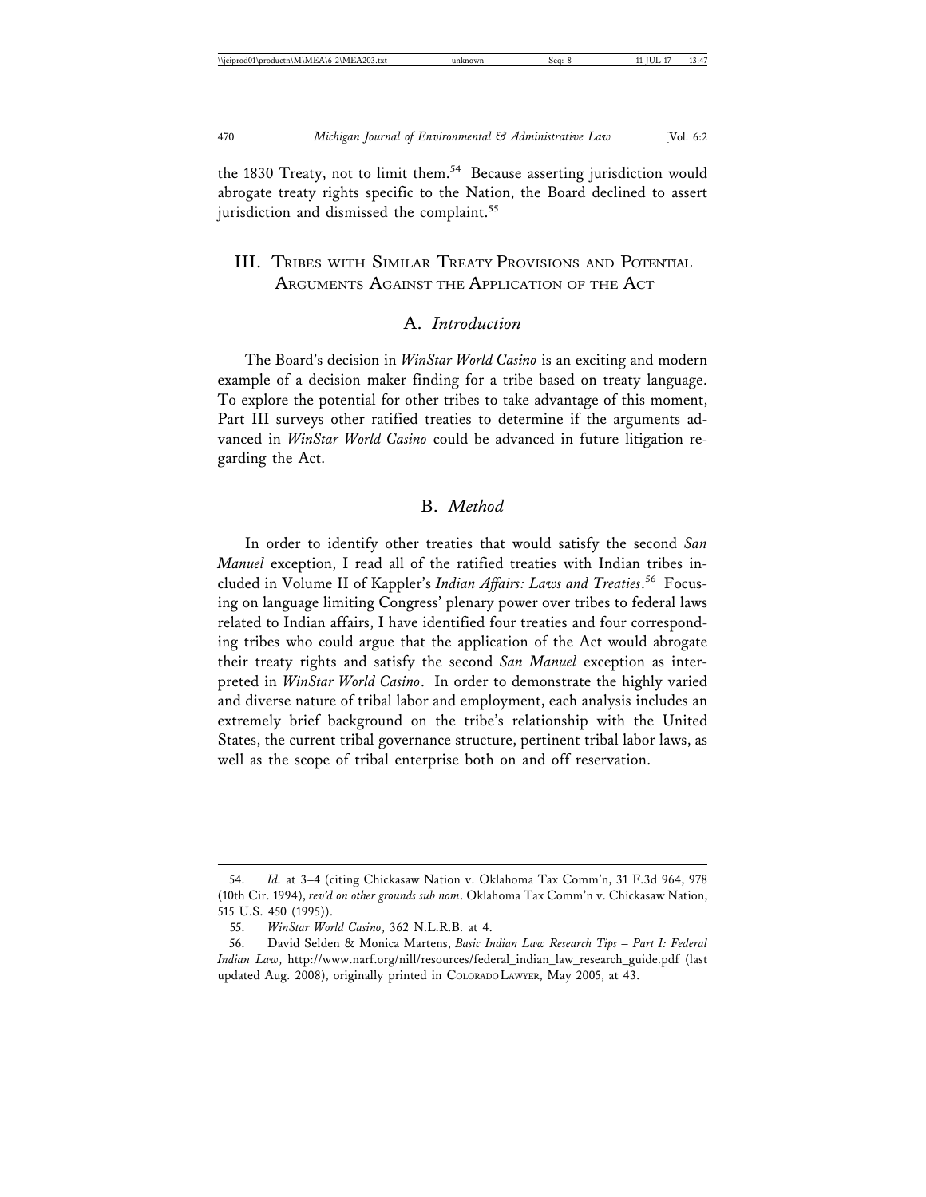the 1830 Treaty, not to limit them.[54] Because asserting jurisdiction would abrogate treaty rights specific to the Nation, the Board declined to assert jurisdiction and dismissed the complaint.[55]

## III. Tribes with Similar Treaty Provisions and Potential Arguments Against the Application of the Act

### A. *Introduction*

The Board's decision in *WinStar World Casino* is an exciting and modern example of a decision maker finding for a tribe based on treaty language. To explore the potential for other tribes to take advantage of this moment, Part III surveys other ratified treaties to determine if the arguments advanced in *WinStar World Casino* could be advanced in future litigation regarding the Act.

### B. *Method*

In order to identify other treaties that would satisfy the second *San Manuel* exception, I read all of the ratified treaties with Indian tribes included in Volume II of Kappler's *Indian Affairs: Laws and Treaties*.[56] Focusing on language limiting Congress' plenary power over tribes to federal laws related to Indian affairs, I have identified four treaties and four corresponding tribes who could argue that the application of the Act would abrogate their treaty rights and satisfy the second *San Manuel* exception as interpreted in *WinStar World Casino*. In order to demonstrate the highly varied and diverse nature of tribal labor and employment, each analysis includes an extremely brief background on the tribe's relationship with the United States, the current tribal governance structure, pertinent tribal labor laws, as well as the scope of tribal enterprise both on and off reservation.

---

54. *Id.* at 3–4 (citing Chickasaw Nation v. Oklahoma Tax Comm'n, 31 F.3d 964, 978 (10th Cir. 1994), *rev'd on other grounds sub nom*. Oklahoma Tax Comm'n v. Chickasaw Nation, 515 U.S. 450 (1995)).

55. *WinStar World Casino*, 362 N.L.R.B. at 4.

56. David Selden & Monica Martens, *Basic Indian Law Research Tips – Part I: Federal Indian Law*, http://www.narf.org/nill/resources/federal_indian_law_research_guide.pdf (last updated Aug. 2008), originally printed in Colorado Lawyer, May 2005, at 43.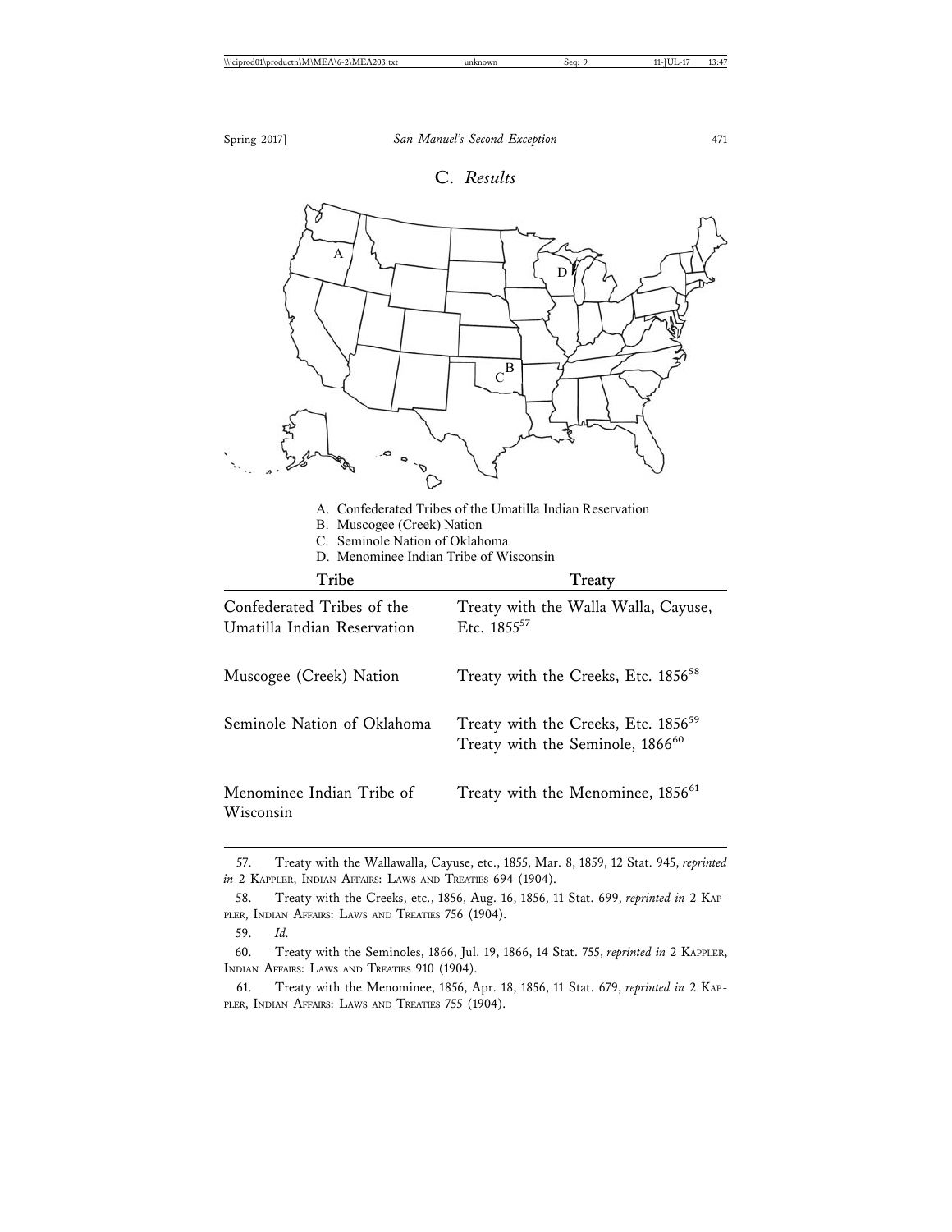## C. *Results*

A. Confederated Tribes of the Umatilla Indian Reservation
B. Muscogee (Creek) Nation
C. Seminole Nation of Oklahoma
D. Menominee Indian Tribe of Wisconsin

| Tribe | Treaty |
|---|---|
| Confederated Tribes of the Umatilla Indian Reservation | Treaty with the Walla Walla, Cayuse, Etc. 1855[57] |
| Muscogee (Creek) Nation | Treaty with the Creeks, Etc. 1856[58] |
| Seminole Nation of Oklahoma | Treaty with the Creeks, Etc. 1856[59] Treaty with the Seminole, 1866[60] |
| Menominee Indian Tribe of Wisconsin | Treaty with the Menominee, 1856[61] |

---

57. Treaty with the Wallawalla, Cayuse, etc., 1855, Mar. 8, 1859, 12 Stat. 945, *reprinted in* 2 KAPPLER, INDIAN AFFAIRS: LAWS AND TREATIES 694 (1904).

58. Treaty with the Creeks, etc., 1856, Aug. 16, 1856, 11 Stat. 699, *reprinted in* 2 KAPPLER, INDIAN AFFAIRS: LAWS AND TREATIES 756 (1904).

59. *Id.*

60. Treaty with the Seminoles, 1866, Jul. 19, 1866, 14 Stat. 755, *reprinted in* 2 KAPPLER, INDIAN AFFAIRS: LAWS AND TREATIES 910 (1904).

61. Treaty with the Menominee, 1856, Apr. 18, 1856, 11 Stat. 679, *reprinted in* 2 KAPPLER, INDIAN AFFAIRS: LAWS AND TREATIES 755 (1904).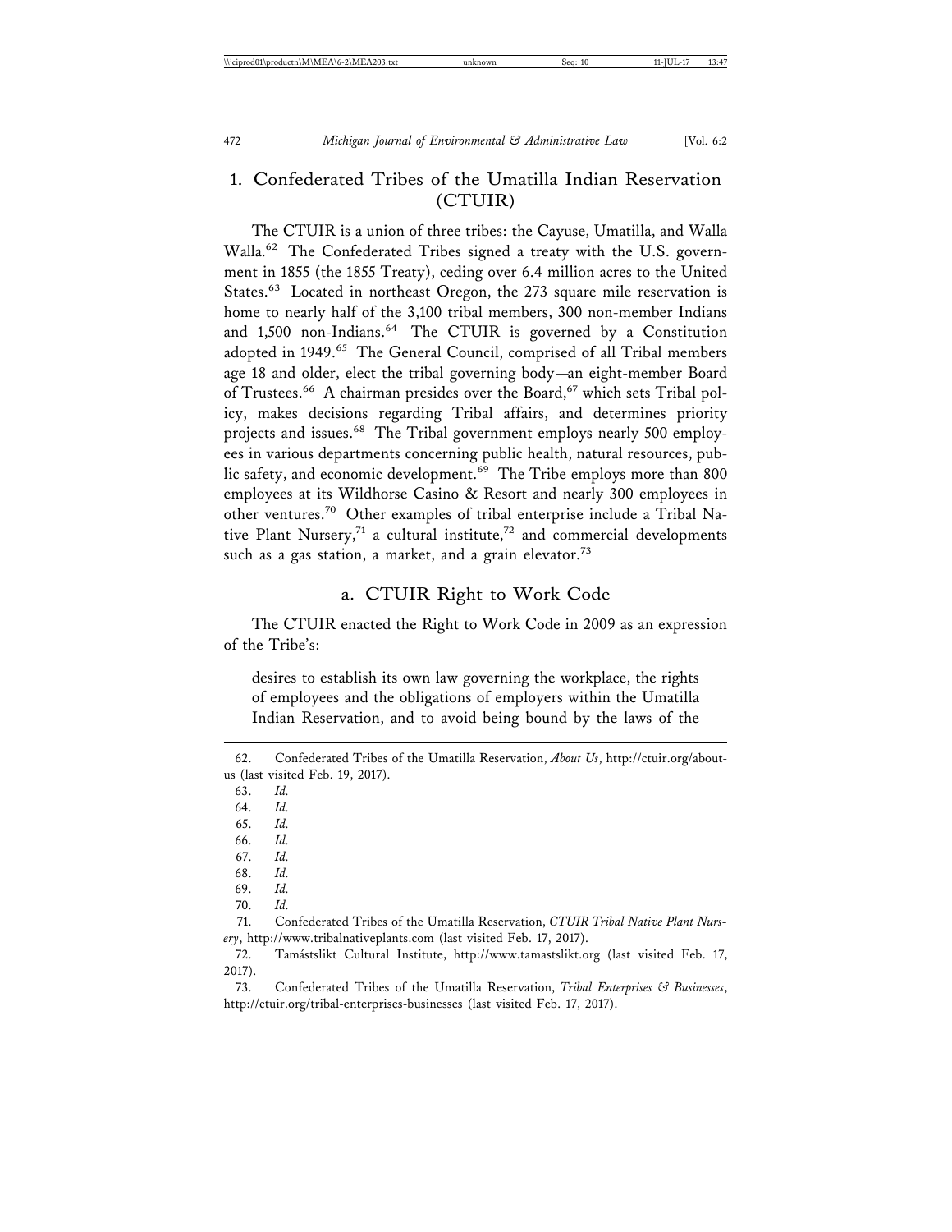### 1. Confederated Tribes of the Umatilla Indian Reservation (CTUIR)

The CTUIR is a union of three tribes: the Cayuse, Umatilla, and Walla Walla.[62] The Confederated Tribes signed a treaty with the U.S. government in 1855 (the 1855 Treaty), ceding over 6.4 million acres to the United States.[63] Located in northeast Oregon, the 273 square mile reservation is home to nearly half of the 3,100 tribal members, 300 non-member Indians and 1,500 non-Indians.[64] The CTUIR is governed by a Constitution adopted in 1949.[65] The General Council, comprised of all Tribal members age 18 and older, elect the tribal governing body—an eight-member Board of Trustees.[66] A chairman presides over the Board,[67] which sets Tribal policy, makes decisions regarding Tribal affairs, and determines priority projects and issues.[68] The Tribal government employs nearly 500 employees in various departments concerning public health, natural resources, public safety, and economic development.[69] The Tribe employs more than 800 employees at its Wildhorse Casino & Resort and nearly 300 employees in other ventures.[70] Other examples of tribal enterprise include a Tribal Native Plant Nursery,[71] a cultural institute,[72] and commercial developments such as a gas station, a market, and a grain elevator.[73]

#### a. CTUIR Right to Work Code

The CTUIR enacted the Right to Work Code in 2009 as an expression of the Tribe's:

> desires to establish its own law governing the workplace, the rights of employees and the obligations of employers within the Umatilla Indian Reservation, and to avoid being bound by the laws of the

---

62. Confederated Tribes of the Umatilla Reservation, *About Us*, http://ctuir.org/about-us (last visited Feb. 19, 2017).

63. *Id.*

64. *Id.*

65. *Id.*

66. *Id.*

67. *Id.*

68. *Id.*

69. *Id.*

70. *Id.*

71. Confederated Tribes of the Umatilla Reservation, *CTUIR Tribal Native Plant Nursery*, http://www.tribalnativeplants.com (last visited Feb. 17, 2017).

72. Tamástslikt Cultural Institute, http://www.tamastslikt.org (last visited Feb. 17, 2017).

73. Confederated Tribes of the Umatilla Reservation, *Tribal Enterprises & Businesses*, http://ctuir.org/tribal-enterprises-businesses (last visited Feb. 17, 2017).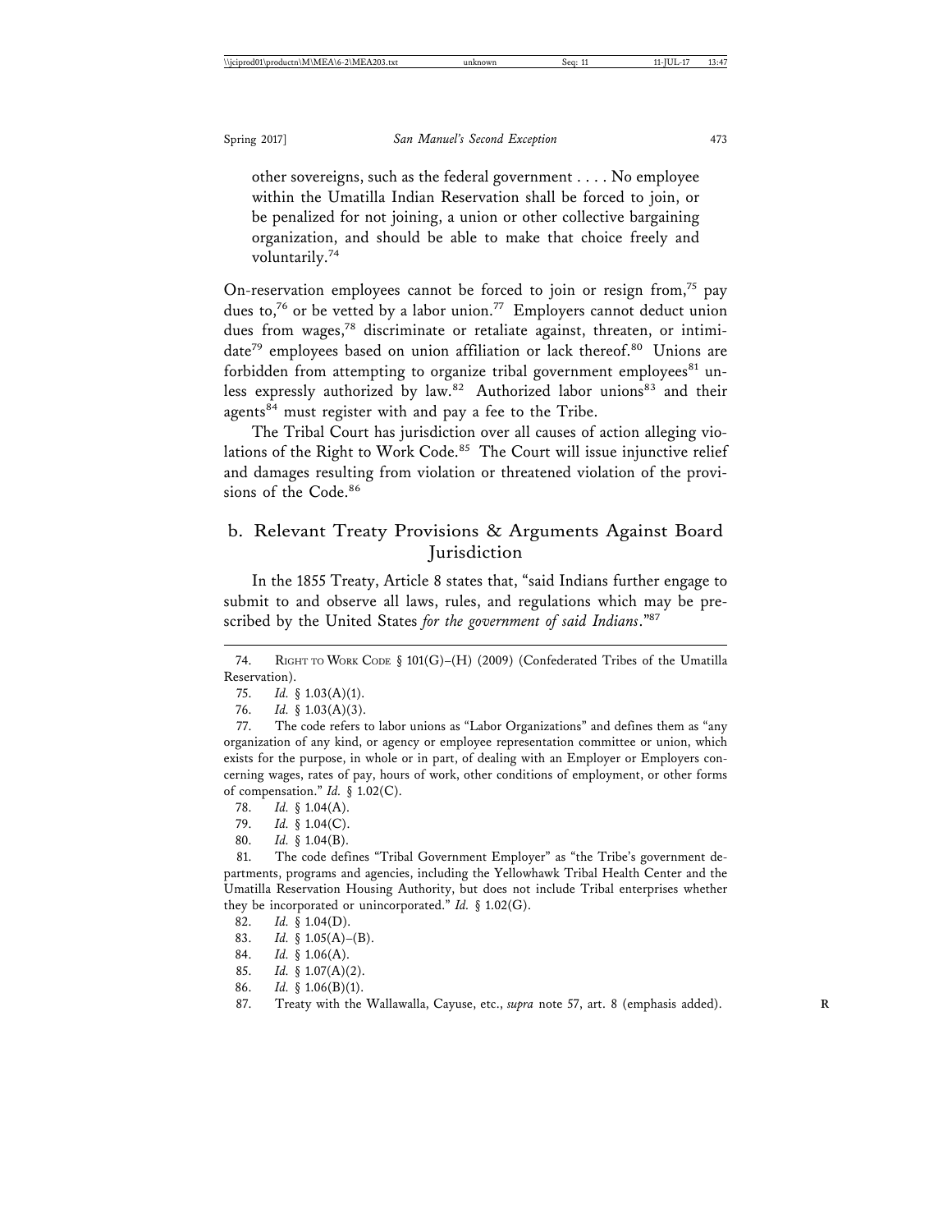other sovereigns, such as the federal government . . . . No employee within the Umatilla Indian Reservation shall be forced to join, or be penalized for not joining, a union or other collective bargaining organization, and should be able to make that choice freely and voluntarily.[74]

On-reservation employees cannot be forced to join or resign from,[75] pay dues to,[76] or be vetted by a labor union.[77] Employers cannot deduct union dues from wages,[78] discriminate or retaliate against, threaten, or intimidate[79] employees based on union affiliation or lack thereof.[80] Unions are forbidden from attempting to organize tribal government employees[81] unless expressly authorized by law.[82] Authorized labor unions[83] and their agents[84] must register with and pay a fee to the Tribe.

The Tribal Court has jurisdiction over all causes of action alleging violations of the Right to Work Code.[85] The Court will issue injunctive relief and damages resulting from violation or threatened violation of the provisions of the Code.[86]

### b. Relevant Treaty Provisions & Arguments Against Board Jurisdiction

In the 1855 Treaty, Article 8 states that, "said Indians further engage to submit to and observe all laws, rules, and regulations which may be prescribed by the United States *for the government of said Indians*."[87]

---

74. RIGHT TO WORK CODE § 101(G)–(H) (2009) (Confederated Tribes of the Umatilla Reservation).

75. *Id.* § 1.03(A)(1).

76. *Id.* § 1.03(A)(3).

77. The code refers to labor unions as "Labor Organizations" and defines them as "any organization of any kind, or agency or employee representation committee or union, which exists for the purpose, in whole or in part, of dealing with an Employer or Employers concerning wages, rates of pay, hours of work, other conditions of employment, or other forms of compensation." *Id.* § 1.02(C).

78. *Id.* § 1.04(A).

79. *Id.* § 1.04(C).

80. *Id.* § 1.04(B).

81. The code defines "Tribal Government Employer" as "the Tribe's government departments, programs and agencies, including the Yellowhawk Tribal Health Center and the Umatilla Reservation Housing Authority, but does not include Tribal enterprises whether they be incorporated or unincorporated." *Id.* § 1.02(G).

82. *Id.* § 1.04(D).

83. *Id.* § 1.05(A)–(B).

84. *Id.* § 1.06(A).

85. *Id.* § 1.07(A)(2).

86. *Id.* § 1.06(B)(1).

87. Treaty with the Wallawalla, Cayuse, etc., *supra* note 57, art. 8 (emphasis added).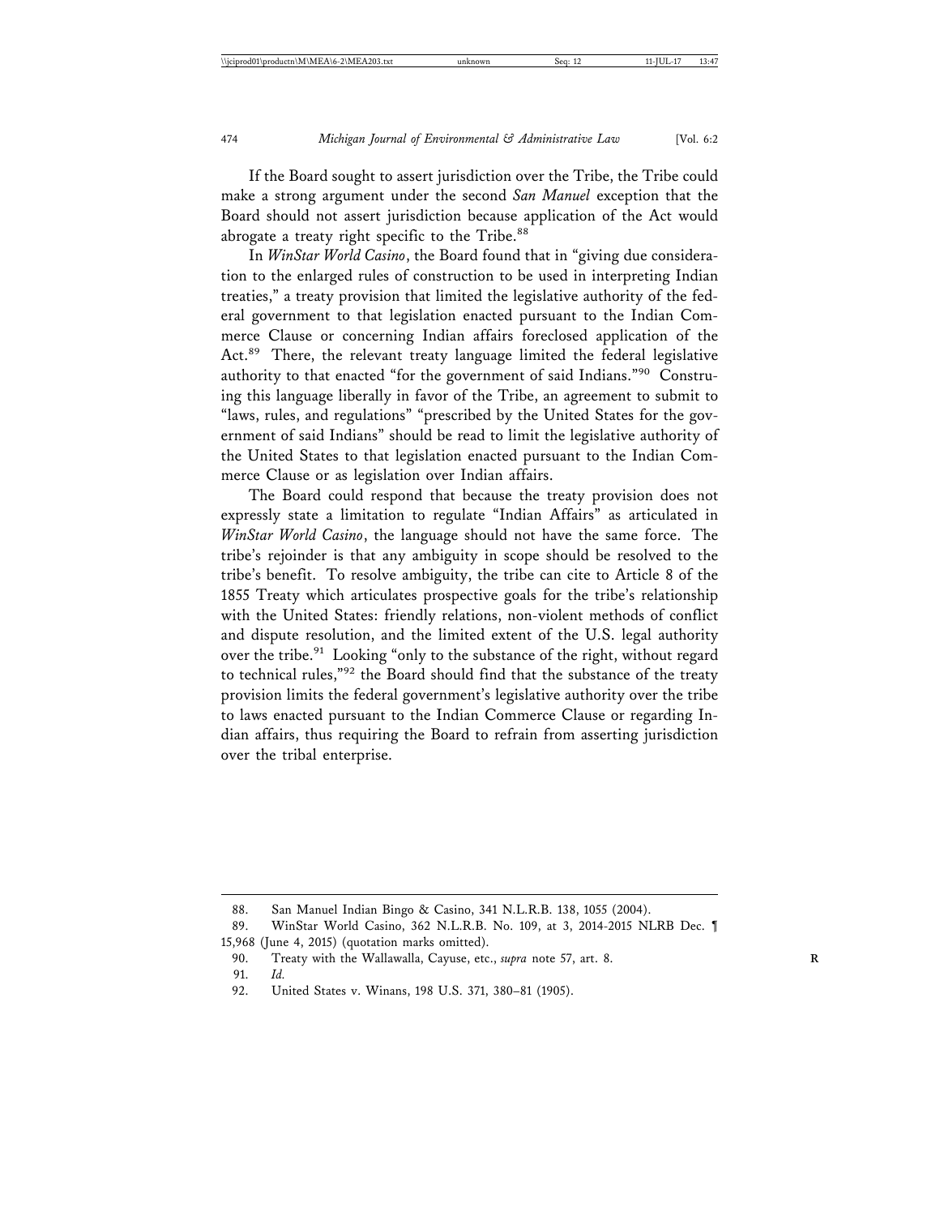If the Board sought to assert jurisdiction over the Tribe, the Tribe could make a strong argument under the second *San Manuel* exception that the Board should not assert jurisdiction because application of the Act would abrogate a treaty right specific to the Tribe.[88]

In *WinStar World Casino*, the Board found that in "giving due consideration to the enlarged rules of construction to be used in interpreting Indian treaties," a treaty provision that limited the legislative authority of the federal government to that legislation enacted pursuant to the Indian Commerce Clause or concerning Indian affairs foreclosed application of the Act.[89] There, the relevant treaty language limited the federal legislative authority to that enacted "for the government of said Indians."[90] Construing this language liberally in favor of the Tribe, an agreement to submit to "laws, rules, and regulations" "prescribed by the United States for the government of said Indians" should be read to limit the legislative authority of the United States to that legislation enacted pursuant to the Indian Commerce Clause or as legislation over Indian affairs.

The Board could respond that because the treaty provision does not expressly state a limitation to regulate "Indian Affairs" as articulated in *WinStar World Casino*, the language should not have the same force. The tribe's rejoinder is that any ambiguity in scope should be resolved to the tribe's benefit. To resolve ambiguity, the tribe can cite to Article 8 of the 1855 Treaty which articulates prospective goals for the tribe's relationship with the United States: friendly relations, non-violent methods of conflict and dispute resolution, and the limited extent of the U.S. legal authority over the tribe.[91] Looking "only to the substance of the right, without regard to technical rules,"[92] the Board should find that the substance of the treaty provision limits the federal government's legislative authority over the tribe to laws enacted pursuant to the Indian Commerce Clause or regarding Indian affairs, thus requiring the Board to refrain from asserting jurisdiction over the tribal enterprise.

---

88. San Manuel Indian Bingo & Casino, 341 N.L.R.B. 138, 1055 (2004).

89. WinStar World Casino, 362 N.L.R.B. No. 109, at 3, 2014-2015 NLRB Dec. ¶ 15,968 (June 4, 2015) (quotation marks omitted).

90. Treaty with the Wallawalla, Cayuse, etc., *supra* note 57, art. 8.

91. *Id.*

92. United States v. Winans, 198 U.S. 371, 380–81 (1905).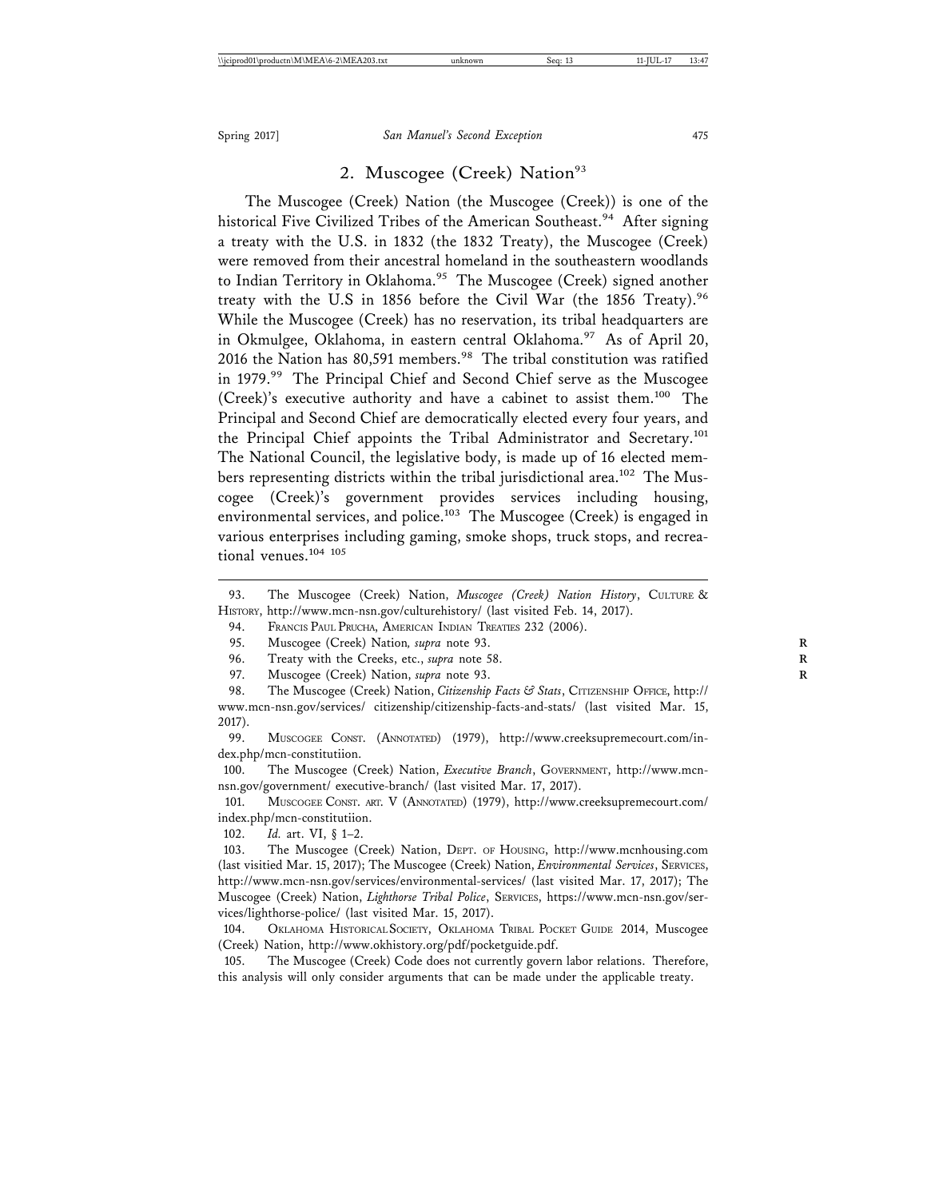## 2. Muscogee (Creek) Nation[93]

The Muscogee (Creek) Nation (the Muscogee (Creek)) is one of the historical Five Civilized Tribes of the American Southeast.[94] After signing a treaty with the U.S. in 1832 (the 1832 Treaty), the Muscogee (Creek) were removed from their ancestral homeland in the southeastern woodlands to Indian Territory in Oklahoma.[95] The Muscogee (Creek) signed another treaty with the U.S in 1856 before the Civil War (the 1856 Treaty).[96] While the Muscogee (Creek) has no reservation, its tribal headquarters are in Okmulgee, Oklahoma, in eastern central Oklahoma.[97] As of April 20, 2016 the Nation has 80,591 members.[98] The tribal constitution was ratified in 1979.[99] The Principal Chief and Second Chief serve as the Muscogee (Creek)'s executive authority and have a cabinet to assist them.[100] The Principal and Second Chief are democratically elected every four years, and the Principal Chief appoints the Tribal Administrator and Secretary.[101] The National Council, the legislative body, is made up of 16 elected members representing districts within the tribal jurisdictional area.[102] The Muscogee (Creek)'s government provides services including housing, environmental services, and police.[103] The Muscogee (Creek) is engaged in various enterprises including gaming, smoke shops, truck stops, and recreational venues.[104] [105]

---

93. The Muscogee (Creek) Nation, *Muscogee (Creek) Nation History*, CULTURE & HISTORY, http://www.mcn-nsn.gov/culturehistory/ (last visited Feb. 14, 2017).

94. FRANCIS PAUL PRUCHA, AMERICAN INDIAN TREATIES 232 (2006).

95. Muscogee (Creek) Nation*, supra* note 93.

96. Treaty with the Creeks, etc., *supra* note 58.

97. Muscogee (Creek) Nation, *supra* note 93.

98. The Muscogee (Creek) Nation, *Citizenship Facts & Stats*, CITIZENSHIP OFFICE, http://www.mcn-nsn.gov/services/ citizenship/citizenship-facts-and-stats/ (last visited Mar. 15, 2017).

99. MUSCOGEE CONST. (ANNOTATED) (1979), http://www.creeksupremecourt.com/index.php/mcn-constitutiion.

100. The Muscogee (Creek) Nation, *Executive Branch*, GOVERNMENT, http://www.mcn-nsn.gov/government/ executive-branch/ (last visited Mar. 17, 2017).

101. MUSCOGEE CONST. ART. V (ANNOTATED) (1979), http://www.creeksupremecourt.com/index.php/mcn-constitutiion.

102. *Id.* art. VI, § 1–2.

103. The Muscogee (Creek) Nation, DEPT. OF HOUSING, http://www.mcnhousing.com (last visitied Mar. 15, 2017); The Muscogee (Creek) Nation, *Environmental Services*, SERVICES, http://www.mcn-nsn.gov/services/environmental-services/ (last visited Mar. 17, 2017); The Muscogee (Creek) Nation, *Lighthorse Tribal Police*, SERVICES, https://www.mcn-nsn.gov/services/lighthorse-police/ (last visited Mar. 15, 2017).

104. OKLAHOMA HISTORICAL SOCIETY, OKLAHOMA TRIBAL POCKET GUIDE 2014, Muscogee (Creek) Nation, http://www.okhistory.org/pdf/pocketguide.pdf.

105. The Muscogee (Creek) Code does not currently govern labor relations. Therefore, this analysis will only consider arguments that can be made under the applicable treaty.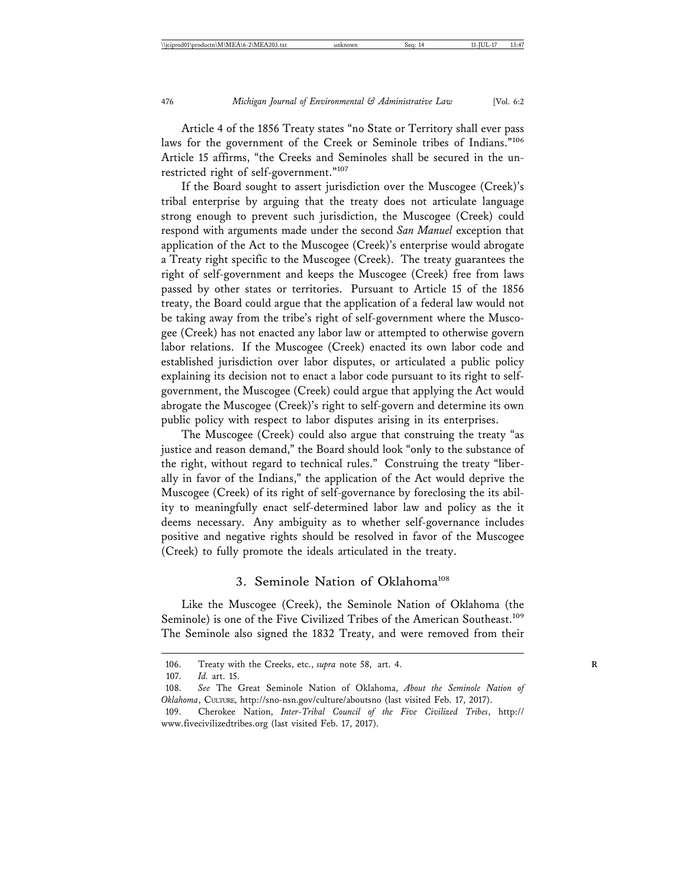Article 4 of the 1856 Treaty states "no State or Territory shall ever pass laws for the government of the Creek or Seminole tribes of Indians."[106] Article 15 affirms, "the Creeks and Seminoles shall be secured in the unrestricted right of self-government."[107]

If the Board sought to assert jurisdiction over the Muscogee (Creek)'s tribal enterprise by arguing that the treaty does not articulate language strong enough to prevent such jurisdiction, the Muscogee (Creek) could respond with arguments made under the second *San Manuel* exception that application of the Act to the Muscogee (Creek)'s enterprise would abrogate a Treaty right specific to the Muscogee (Creek). The treaty guarantees the right of self-government and keeps the Muscogee (Creek) free from laws passed by other states or territories. Pursuant to Article 15 of the 1856 treaty, the Board could argue that the application of a federal law would not be taking away from the tribe's right of self-government where the Muscogee (Creek) has not enacted any labor law or attempted to otherwise govern labor relations. If the Muscogee (Creek) enacted its own labor code and established jurisdiction over labor disputes, or articulated a public policy explaining its decision not to enact a labor code pursuant to its right to self-government, the Muscogee (Creek) could argue that applying the Act would abrogate the Muscogee (Creek)'s right to self-govern and determine its own public policy with respect to labor disputes arising in its enterprises.

The Muscogee (Creek) could also argue that construing the treaty "as justice and reason demand," the Board should look "only to the substance of the right, without regard to technical rules." Construing the treaty "liberally in favor of the Indians," the application of the Act would deprive the Muscogee (Creek) of its right of self-governance by foreclosing the its ability to meaningfully enact self-determined labor law and policy as the it deems necessary. Any ambiguity as to whether self-governance includes positive and negative rights should be resolved in favor of the Muscogee (Creek) to fully promote the ideals articulated in the treaty.

### 3. Seminole Nation of Oklahoma[108]

Like the Muscogee (Creek), the Seminole Nation of Oklahoma (the Seminole) is one of the Five Civilized Tribes of the American Southeast.[109] The Seminole also signed the 1832 Treaty, and were removed from their

---

106. Treaty with the Creeks, etc., *supra* note 58, art. 4.

107. *Id.* art. 15.

108. *See* The Great Seminole Nation of Oklahoma, *About the Seminole Nation of Oklahoma*, CULTURE, http://sno-nsn.gov/culture/aboutsno (last visited Feb. 17, 2017).

109. Cherokee Nation, *Inter-Tribal Council of the Five Civilized Tribes*, http://www.fivecivilizedtribes.org (last visited Feb. 17, 2017).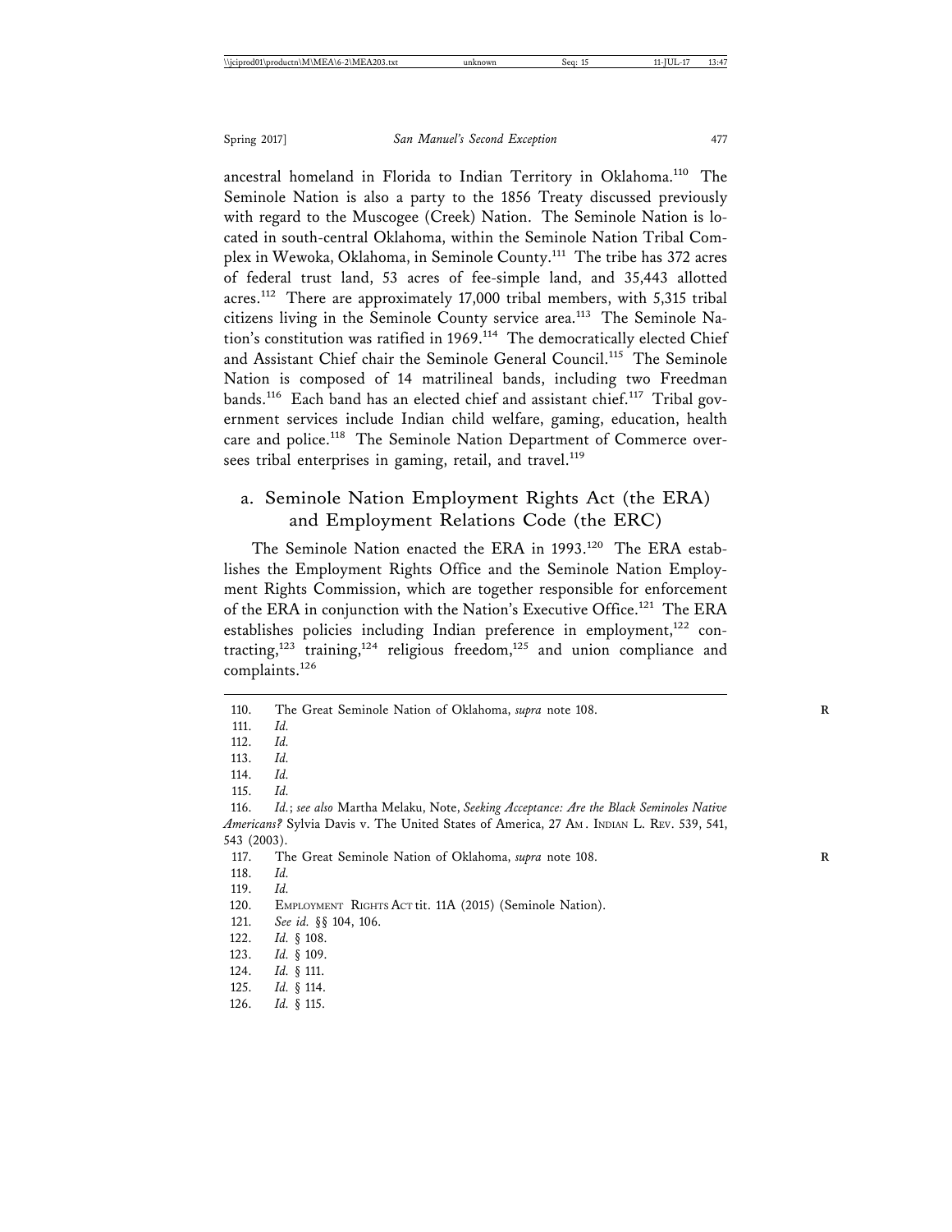ancestral homeland in Florida to Indian Territory in Oklahoma.[110] The Seminole Nation is also a party to the 1856 Treaty discussed previously with regard to the Muscogee (Creek) Nation. The Seminole Nation is located in south-central Oklahoma, within the Seminole Nation Tribal Complex in Wewoka, Oklahoma, in Seminole County.[111] The tribe has 372 acres of federal trust land, 53 acres of fee-simple land, and 35,443 allotted acres.[112] There are approximately 17,000 tribal members, with 5,315 tribal citizens living in the Seminole County service area.[113] The Seminole Nation's constitution was ratified in 1969.[114] The democratically elected Chief and Assistant Chief chair the Seminole General Council.[115] The Seminole Nation is composed of 14 matrilineal bands, including two Freedman bands.[116] Each band has an elected chief and assistant chief.[117] Tribal government services include Indian child welfare, gaming, education, health care and police.[118] The Seminole Nation Department of Commerce oversees tribal enterprises in gaming, retail, and travel.[119]

### a. Seminole Nation Employment Rights Act (the ERA) and Employment Relations Code (the ERC)

The Seminole Nation enacted the ERA in 1993.[120] The ERA establishes the Employment Rights Office and the Seminole Nation Employment Rights Commission, which are together responsible for enforcement of the ERA in conjunction with the Nation's Executive Office.[121] The ERA establishes policies including Indian preference in employment,[122] contracting,[123] training,[124] religious freedom,[125] and union compliance and complaints.[126]

---

110. The Great Seminole Nation of Oklahoma, *supra* note 108.
111. *Id.*
112. *Id.*
113. *Id.*
114. *Id.*
115. *Id.*
116. *Id.*; *see also* Martha Melaku, Note, *Seeking Acceptance: Are the Black Seminoles Native Americans?* Sylvia Davis v. The United States of America, 27 AM. INDIAN L. REV. 539, 541, 543 (2003).
117. The Great Seminole Nation of Oklahoma, *supra* note 108.
118. *Id.*
119. *Id.*
120. EMPLOYMENT RIGHTS ACT tit. 11A (2015) (Seminole Nation).
121. *See id.* §§ 104, 106.
122. *Id.* § 108.
123. *Id.* § 109.
124. *Id.* § 111.
125. *Id.* § 114.
126. *Id.* § 115.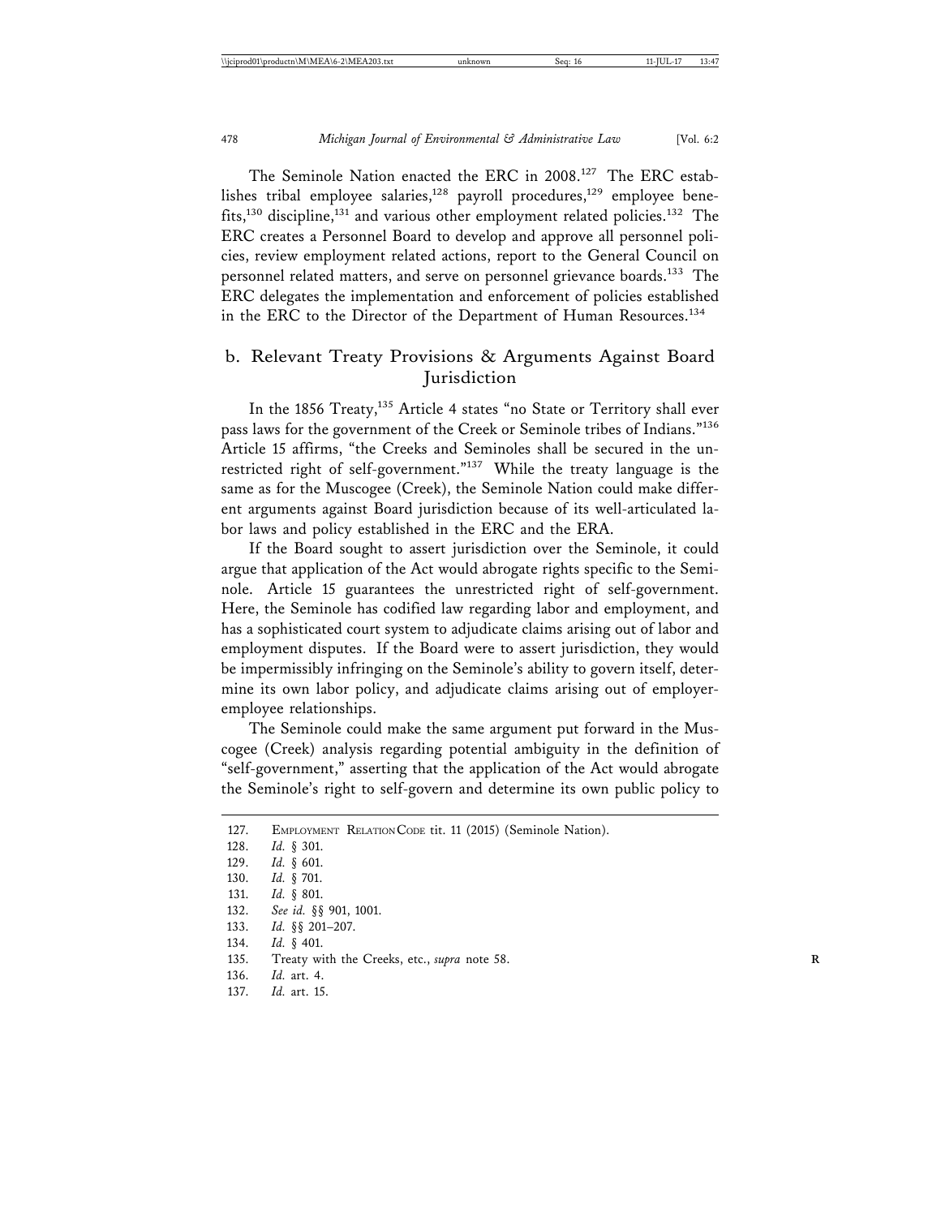The Seminole Nation enacted the ERC in 2008.[127] The ERC establishes tribal employee salaries,[128] payroll procedures,[129] employee benefits,[130] discipline,[131] and various other employment related policies.[132] The ERC creates a Personnel Board to develop and approve all personnel policies, review employment related actions, report to the General Council on personnel related matters, and serve on personnel grievance boards.[133] The ERC delegates the implementation and enforcement of policies established in the ERC to the Director of the Department of Human Resources.[134]

### b. Relevant Treaty Provisions & Arguments Against Board Jurisdiction

In the 1856 Treaty,[135] Article 4 states "no State or Territory shall ever pass laws for the government of the Creek or Seminole tribes of Indians."[136] Article 15 affirms, "the Creeks and Seminoles shall be secured in the unrestricted right of self-government."[137] While the treaty language is the same as for the Muscogee (Creek), the Seminole Nation could make different arguments against Board jurisdiction because of its well-articulated labor laws and policy established in the ERC and the ERA.

If the Board sought to assert jurisdiction over the Seminole, it could argue that application of the Act would abrogate rights specific to the Seminole. Article 15 guarantees the unrestricted right of self-government. Here, the Seminole has codified law regarding labor and employment, and has a sophisticated court system to adjudicate claims arising out of labor and employment disputes. If the Board were to assert jurisdiction, they would be impermissibly infringing on the Seminole's ability to govern itself, determine its own labor policy, and adjudicate claims arising out of employer-employee relationships.

The Seminole could make the same argument put forward in the Muscogee (Creek) analysis regarding potential ambiguity in the definition of "self-government," asserting that the application of the Act would abrogate the Seminole's right to self-govern and determine its own public policy to

---

127. Employment Relation Code tit. 11 (2015) (Seminole Nation).
128. *Id.* § 301.
129. *Id.* § 601.
130. *Id.* § 701.
131. *Id.* § 801.
132. *See id.* §§ 901, 1001.
133. *Id.* §§ 201–207.
134. *Id.* § 401.
135. Treaty with the Creeks, etc., *supra* note 58.
136. *Id.* art. 4.
137. *Id.* art. 15.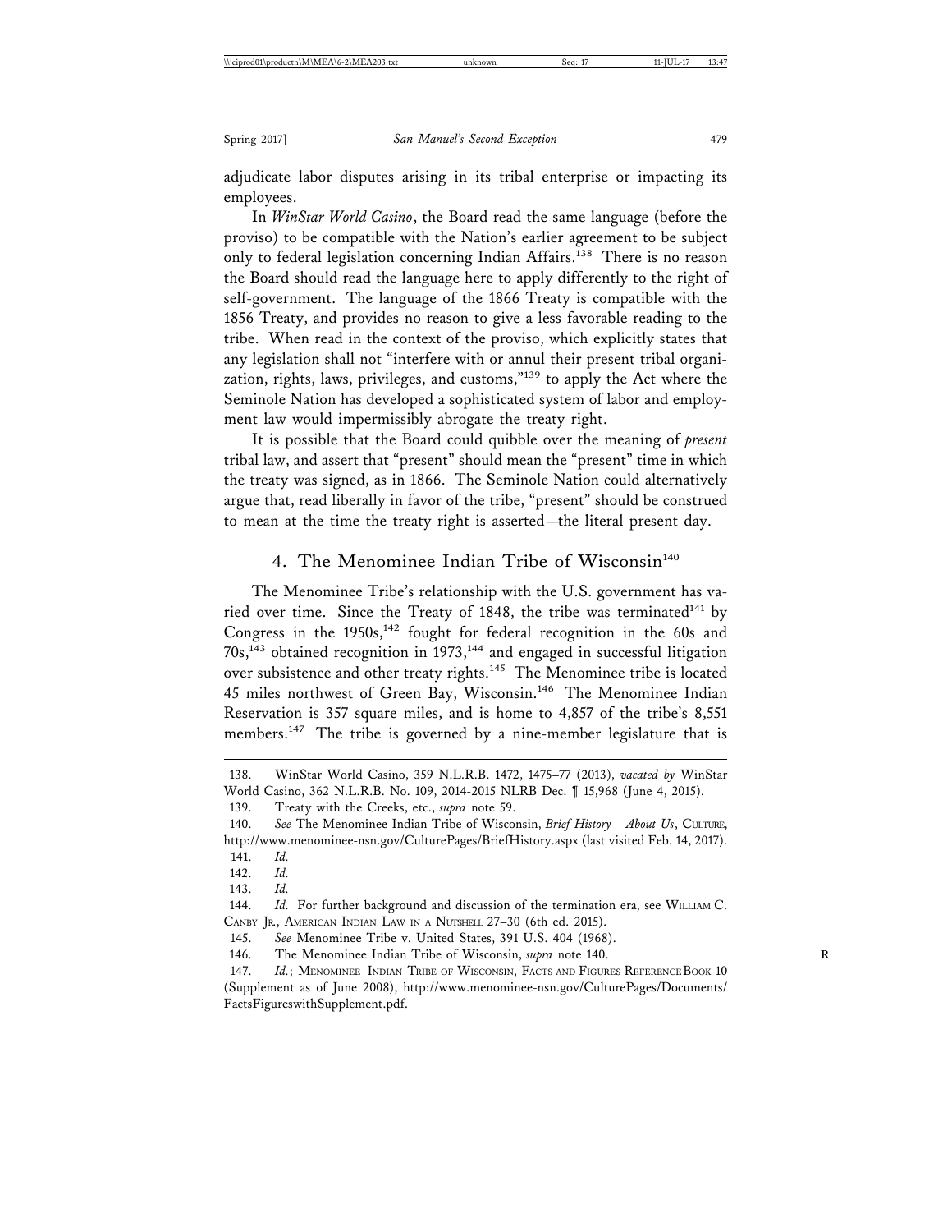adjudicate labor disputes arising in its tribal enterprise or impacting its employees.

In *WinStar World Casino*, the Board read the same language (before the proviso) to be compatible with the Nation's earlier agreement to be subject only to federal legislation concerning Indian Affairs.[138] There is no reason the Board should read the language here to apply differently to the right of self-government. The language of the 1866 Treaty is compatible with the 1856 Treaty, and provides no reason to give a less favorable reading to the tribe. When read in the context of the proviso, which explicitly states that any legislation shall not "interfere with or annul their present tribal organization, rights, laws, privileges, and customs,"[139] to apply the Act where the Seminole Nation has developed a sophisticated system of labor and employment law would impermissibly abrogate the treaty right.

It is possible that the Board could quibble over the meaning of *present* tribal law, and assert that "present" should mean the "present" time in which the treaty was signed, as in 1866. The Seminole Nation could alternatively argue that, read liberally in favor of the tribe, "present" should be construed to mean at the time the treaty right is asserted—the literal present day.

### 4. The Menominee Indian Tribe of Wisconsin[140]

The Menominee Tribe's relationship with the U.S. government has varied over time. Since the Treaty of 1848, the tribe was terminated[141] by Congress in the 1950s,[142] fought for federal recognition in the 60s and 70s,[143] obtained recognition in 1973,[144] and engaged in successful litigation over subsistence and other treaty rights.[145] The Menominee tribe is located 45 miles northwest of Green Bay, Wisconsin.[146] The Menominee Indian Reservation is 357 square miles, and is home to 4,857 of the tribe's 8,551 members.[147] The tribe is governed by a nine-member legislature that is

---

138. WinStar World Casino, 359 N.L.R.B. 1472, 1475–77 (2013), *vacated by* WinStar World Casino, 362 N.L.R.B. No. 109, 2014-2015 NLRB Dec. ¶ 15,968 (June 4, 2015).

139. Treaty with the Creeks, etc., *supra* note 59.

140. *See* The Menominee Indian Tribe of Wisconsin, *Brief History - About Us*, CULTURE, http://www.menominee-nsn.gov/CulturePages/BriefHistory.aspx (last visited Feb. 14, 2017).

141. *Id.*

142. *Id.*

143. *Id.*

144. *Id.* For further background and discussion of the termination era, see WILLIAM C. CANBY JR., AMERICAN INDIAN LAW IN A NUTSHELL 27–30 (6th ed. 2015).

145. *See* Menominee Tribe v. United States, 391 U.S. 404 (1968).

146. The Menominee Indian Tribe of Wisconsin, *supra* note 140.

147. *Id.*; MENOMINEE INDIAN TRIBE OF WISCONSIN, FACTS AND FIGURES REFERENCE BOOK 10 (Supplement as of June 2008), http://www.menominee-nsn.gov/CulturePages/Documents/FactsFigureswithSupplement.pdf.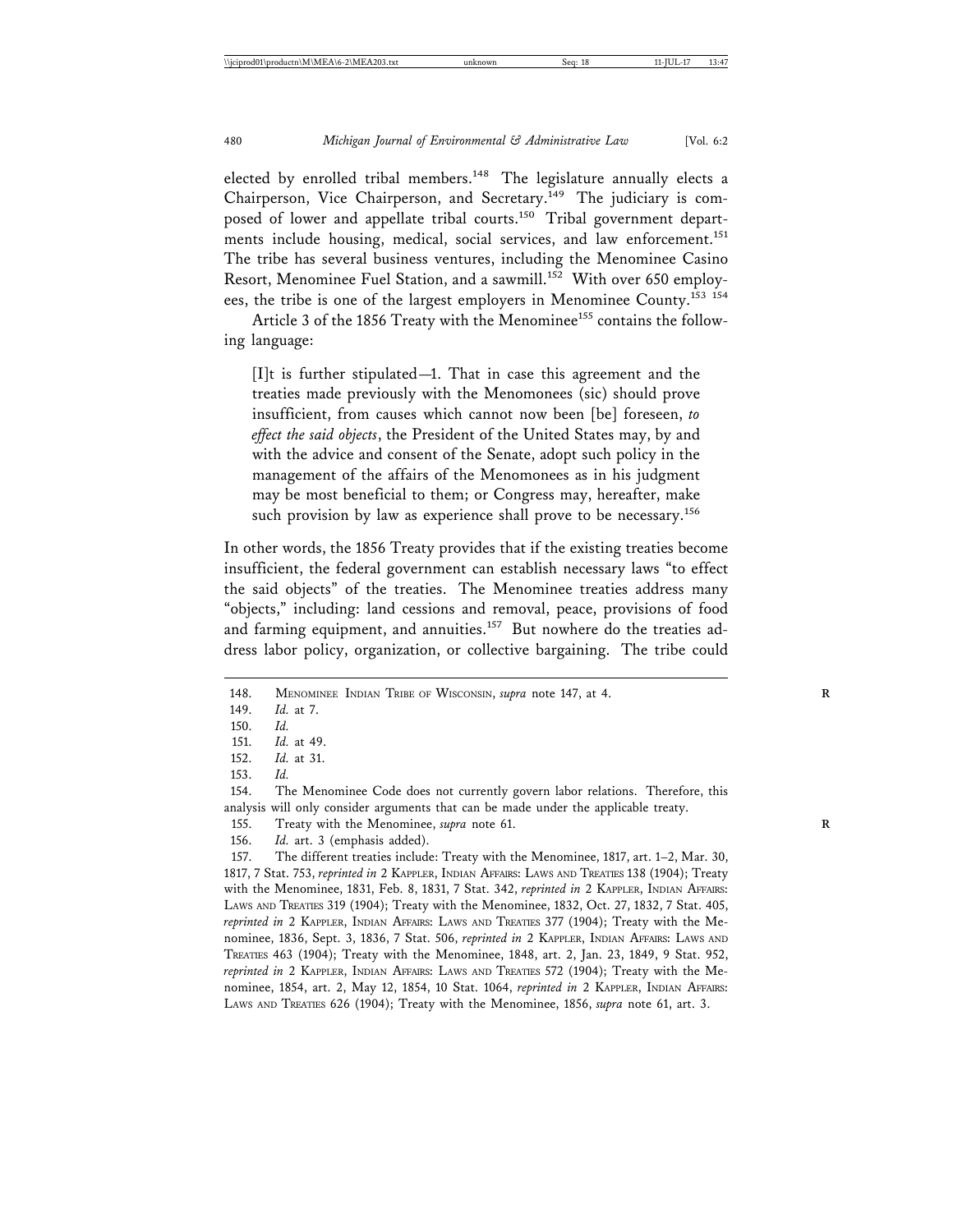elected by enrolled tribal members.[148] The legislature annually elects a Chairperson, Vice Chairperson, and Secretary.[149] The judiciary is composed of lower and appellate tribal courts.[150] Tribal government departments include housing, medical, social services, and law enforcement.[151] The tribe has several business ventures, including the Menominee Casino Resort, Menominee Fuel Station, and a sawmill.[152] With over 650 employees, the tribe is one of the largest employers in Menominee County.[153] [154]

Article 3 of the 1856 Treaty with the Menominee[155] contains the following language:

> [I]t is further stipulated—1. That in case this agreement and the treaties made previously with the Menomonees (sic) should prove insufficient, from causes which cannot now been [be] foreseen, *to effect the said objects*, the President of the United States may, by and with the advice and consent of the Senate, adopt such policy in the management of the affairs of the Menomonees as in his judgment may be most beneficial to them; or Congress may, hereafter, make such provision by law as experience shall prove to be necessary.[156]

In other words, the 1856 Treaty provides that if the existing treaties become insufficient, the federal government can establish necessary laws "to effect the said objects" of the treaties. The Menominee treaties address many "objects," including: land cessions and removal, peace, provisions of food and farming equipment, and annuities.[157] But nowhere do the treaties address labor policy, organization, or collective bargaining. The tribe could

---

148. MENOMINEE INDIAN TRIBE OF WISCONSIN, *supra* note 147, at 4.

149. *Id.* at 7.

150. *Id.*

151. *Id.* at 49.

152. *Id.* at 31.

153. *Id.*

154. The Menominee Code does not currently govern labor relations. Therefore, this analysis will only consider arguments that can be made under the applicable treaty.

155. Treaty with the Menominee, *supra* note 61.

156. *Id.* art. 3 (emphasis added).

157. The different treaties include: Treaty with the Menominee, 1817, art. 1–2, Mar. 30, 1817, 7 Stat. 753, *reprinted in* 2 KAPPLER, INDIAN AFFAIRS: LAWS AND TREATIES 138 (1904); Treaty with the Menominee, 1831, Feb. 8, 1831, 7 Stat. 342, *reprinted in* 2 KAPPLER, INDIAN AFFAIRS: LAWS AND TREATIES 319 (1904); Treaty with the Menominee, 1832, Oct. 27, 1832, 7 Stat. 405, *reprinted in* 2 KAPPLER, INDIAN AFFAIRS: LAWS AND TREATIES 377 (1904); Treaty with the Menominee, 1836, Sept. 3, 1836, 7 Stat. 506, *reprinted in* 2 KAPPLER, INDIAN AFFAIRS: LAWS AND TREATIES 463 (1904); Treaty with the Menominee, 1848, art. 2, Jan. 23, 1849, 9 Stat. 952, *reprinted in* 2 KAPPLER, INDIAN AFFAIRS: LAWS AND TREATIES 572 (1904); Treaty with the Menominee, 1854, art. 2, May 12, 1854, 10 Stat. 1064, *reprinted in* 2 KAPPLER, INDIAN AFFAIRS: LAWS AND TREATIES 626 (1904); Treaty with the Menominee, 1856, *supra* note 61, art. 3.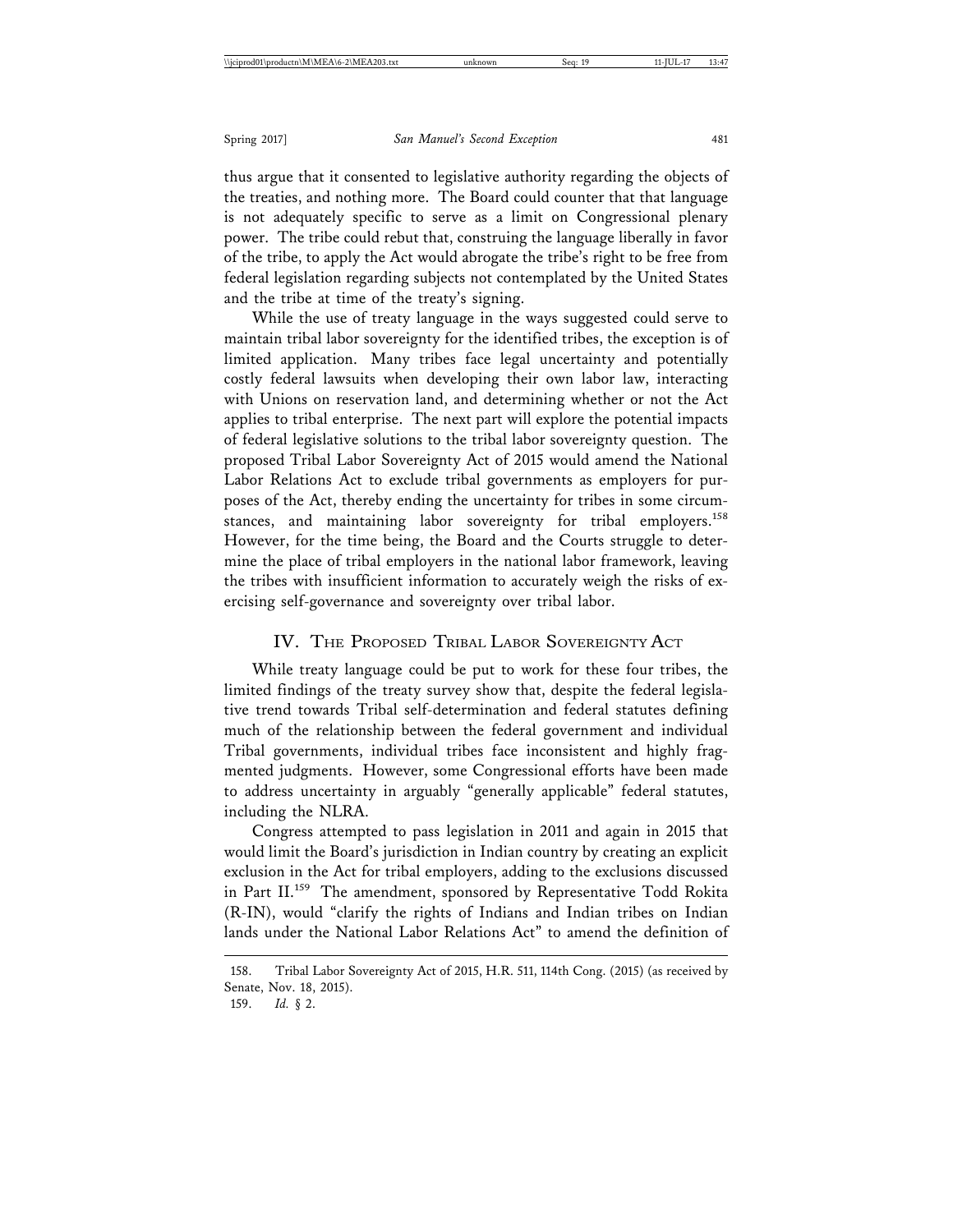thus argue that it consented to legislative authority regarding the objects of the treaties, and nothing more. The Board could counter that that language is not adequately specific to serve as a limit on Congressional plenary power. The tribe could rebut that, construing the language liberally in favor of the tribe, to apply the Act would abrogate the tribe's right to be free from federal legislation regarding subjects not contemplated by the United States and the tribe at time of the treaty's signing.

While the use of treaty language in the ways suggested could serve to maintain tribal labor sovereignty for the identified tribes, the exception is of limited application. Many tribes face legal uncertainty and potentially costly federal lawsuits when developing their own labor law, interacting with Unions on reservation land, and determining whether or not the Act applies to tribal enterprise. The next part will explore the potential impacts of federal legislative solutions to the tribal labor sovereignty question. The proposed Tribal Labor Sovereignty Act of 2015 would amend the National Labor Relations Act to exclude tribal governments as employers for purposes of the Act, thereby ending the uncertainty for tribes in some circumstances, and maintaining labor sovereignty for tribal employers.[158] However, for the time being, the Board and the Courts struggle to determine the place of tribal employers in the national labor framework, leaving the tribes with insufficient information to accurately weigh the risks of exercising self-governance and sovereignty over tribal labor.

## IV. The Proposed Tribal Labor Sovereignty Act

While treaty language could be put to work for these four tribes, the limited findings of the treaty survey show that, despite the federal legislative trend towards Tribal self-determination and federal statutes defining much of the relationship between the federal government and individual Tribal governments, individual tribes face inconsistent and highly fragmented judgments. However, some Congressional efforts have been made to address uncertainty in arguably "generally applicable" federal statutes, including the NLRA.

Congress attempted to pass legislation in 2011 and again in 2015 that would limit the Board's jurisdiction in Indian country by creating an explicit exclusion in the Act for tribal employers, adding to the exclusions discussed in Part II.[159] The amendment, sponsored by Representative Todd Rokita (R-IN), would "clarify the rights of Indians and Indian tribes on Indian lands under the National Labor Relations Act" to amend the definition of

---

158. Tribal Labor Sovereignty Act of 2015, H.R. 511, 114th Cong. (2015) (as received by Senate, Nov. 18, 2015).

159. *Id.* § 2.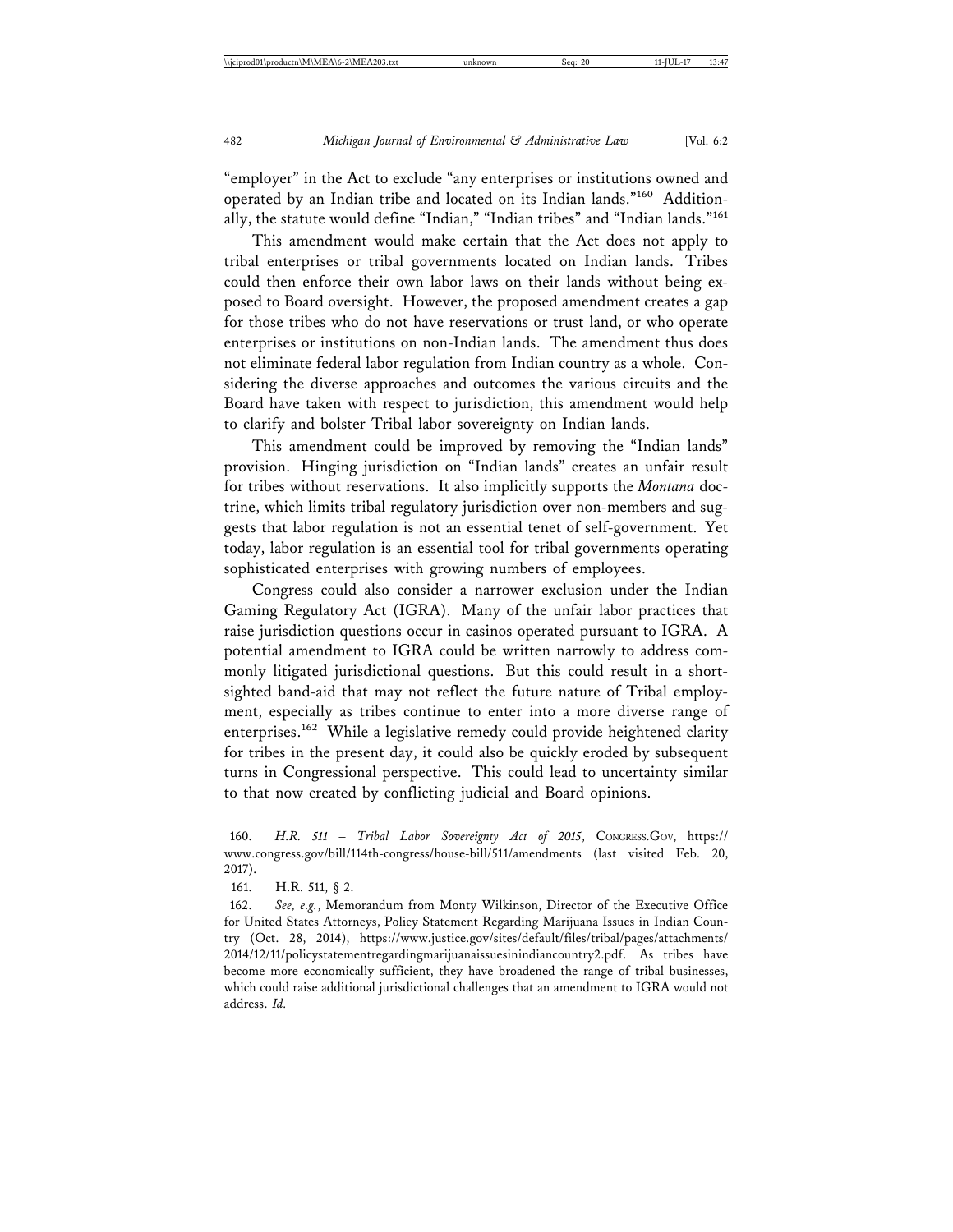"employer" in the Act to exclude "any enterprises or institutions owned and operated by an Indian tribe and located on its Indian lands."[160] Additionally, the statute would define "Indian," "Indian tribes" and "Indian lands."[161]

This amendment would make certain that the Act does not apply to tribal enterprises or tribal governments located on Indian lands. Tribes could then enforce their own labor laws on their lands without being exposed to Board oversight. However, the proposed amendment creates a gap for those tribes who do not have reservations or trust land, or who operate enterprises or institutions on non-Indian lands. The amendment thus does not eliminate federal labor regulation from Indian country as a whole. Considering the diverse approaches and outcomes the various circuits and the Board have taken with respect to jurisdiction, this amendment would help to clarify and bolster Tribal labor sovereignty on Indian lands.

This amendment could be improved by removing the "Indian lands" provision. Hinging jurisdiction on "Indian lands" creates an unfair result for tribes without reservations. It also implicitly supports the *Montana* doctrine, which limits tribal regulatory jurisdiction over non-members and suggests that labor regulation is not an essential tenet of self-government. Yet today, labor regulation is an essential tool for tribal governments operating sophisticated enterprises with growing numbers of employees.

Congress could also consider a narrower exclusion under the Indian Gaming Regulatory Act (IGRA). Many of the unfair labor practices that raise jurisdiction questions occur in casinos operated pursuant to IGRA. A potential amendment to IGRA could be written narrowly to address commonly litigated jurisdictional questions. But this could result in a short-sighted band-aid that may not reflect the future nature of Tribal employment, especially as tribes continue to enter into a more diverse range of enterprises.[162] While a legislative remedy could provide heightened clarity for tribes in the present day, it could also be quickly eroded by subsequent turns in Congressional perspective. This could lead to uncertainty similar to that now created by conflicting judicial and Board opinions.

---

160. *H.R. 511 – Tribal Labor Sovereignty Act of 2015*, CONGRESS.GOV, https://www.congress.gov/bill/114th-congress/house-bill/511/amendments (last visited Feb. 20, 2017).

161. H.R. 511, § 2.

162. *See, e.g.*, Memorandum from Monty Wilkinson, Director of the Executive Office for United States Attorneys, Policy Statement Regarding Marijuana Issues in Indian Country (Oct. 28, 2014), https://www.justice.gov/sites/default/files/tribal/pages/attachments/2014/12/11/policystatementregardingmarijuanaissuesinindiancountry2.pdf. As tribes have become more economically sufficient, they have broadened the range of tribal businesses, which could raise additional jurisdictional challenges that an amendment to IGRA would not address. *Id.*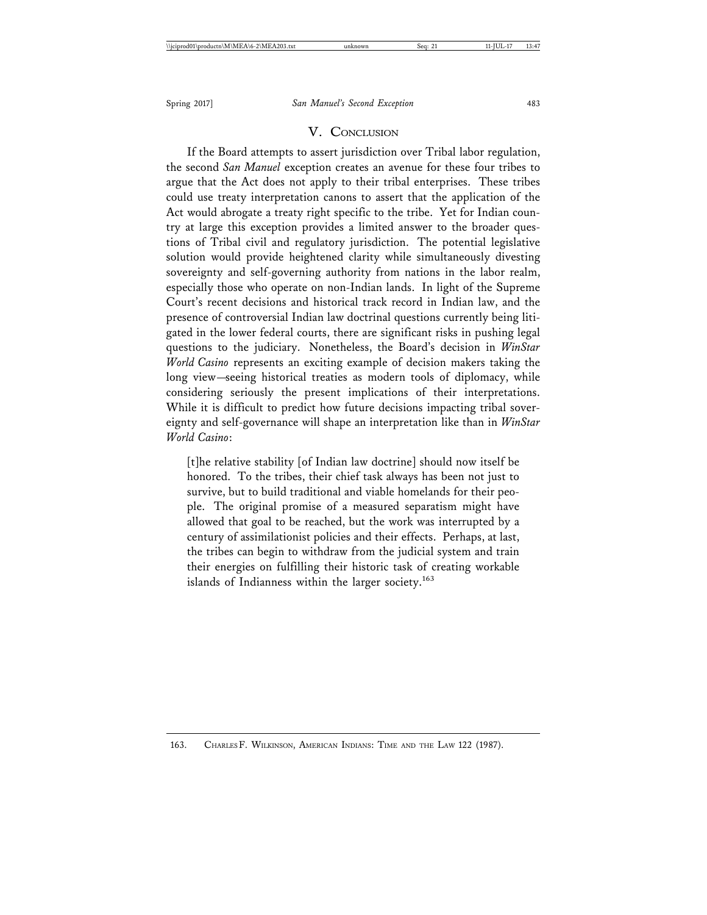## V. Conclusion

If the Board attempts to assert jurisdiction over Tribal labor regulation, the second *San Manuel* exception creates an avenue for these four tribes to argue that the Act does not apply to their tribal enterprises. These tribes could use treaty interpretation canons to assert that the application of the Act would abrogate a treaty right specific to the tribe. Yet for Indian country at large this exception provides a limited answer to the broader questions of Tribal civil and regulatory jurisdiction. The potential legislative solution would provide heightened clarity while simultaneously divesting sovereignty and self-governing authority from nations in the labor realm, especially those who operate on non-Indian lands. In light of the Supreme Court's recent decisions and historical track record in Indian law, and the presence of controversial Indian law doctrinal questions currently being litigated in the lower federal courts, there are significant risks in pushing legal questions to the judiciary. Nonetheless, the Board's decision in *WinStar World Casino* represents an exciting example of decision makers taking the long view—seeing historical treaties as modern tools of diplomacy, while considering seriously the present implications of their interpretations. While it is difficult to predict how future decisions impacting tribal sovereignty and self-governance will shape an interpretation like than in *WinStar World Casino*:

> [t]he relative stability [of Indian law doctrine] should now itself be honored. To the tribes, their chief task always has been not just to survive, but to build traditional and viable homelands for their people. The original promise of a measured separatism might have allowed that goal to be reached, but the work was interrupted by a century of assimilationist policies and their effects. Perhaps, at last, the tribes can begin to withdraw from the judicial system and train their energies on fulfilling their historic task of creating workable islands of Indianness within the larger society.[163]

163. Charles F. Wilkinson, American Indians: Time and the Law 122 (1987).